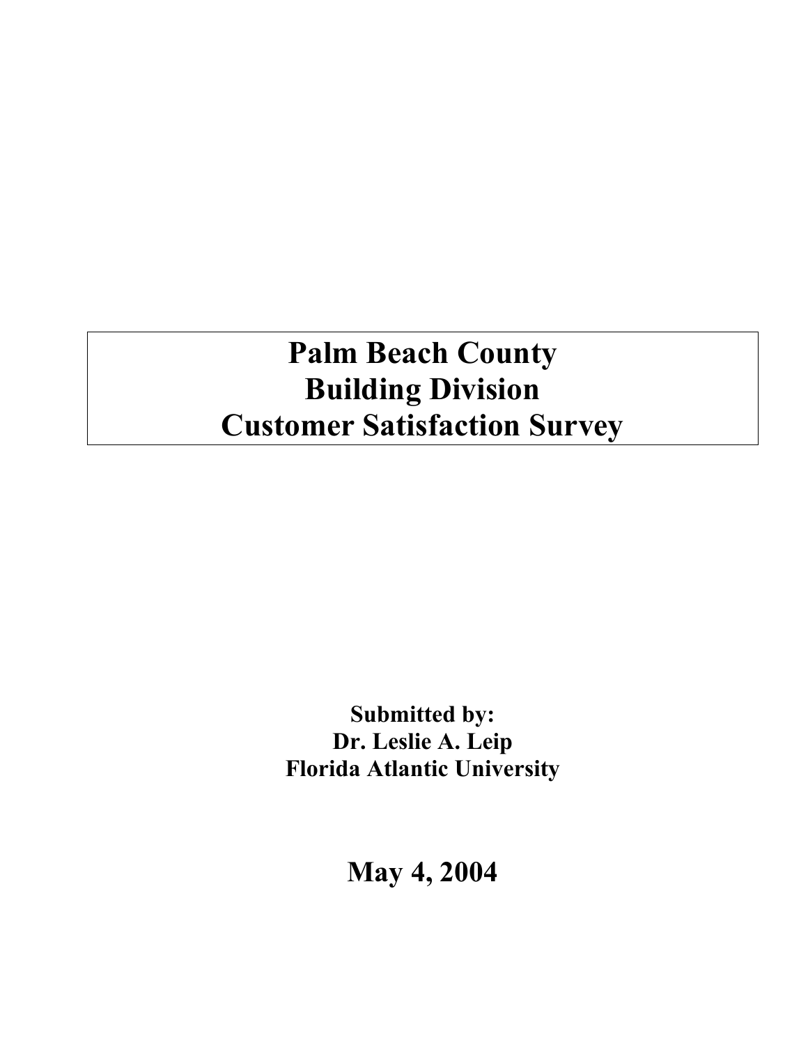# Palm Beach County Building Division Customer Satisfaction Survey

**Submitted by:**
**Dr. Leslie A. Leip**
**Florida Atlantic University**

**May 4, 2004**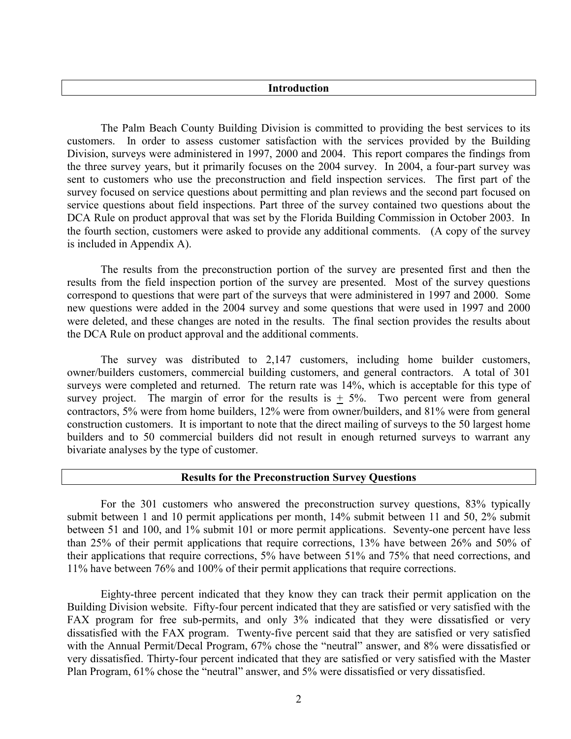## Introduction

The Palm Beach County Building Division is committed to providing the best services to its customers. In order to assess customer satisfaction with the services provided by the Building Division, surveys were administered in 1997, 2000 and 2004. This report compares the findings from the three survey years, but it primarily focuses on the 2004 survey. In 2004, a four-part survey was sent to customers who use the preconstruction and field inspection services. The first part of the survey focused on service questions about permitting and plan reviews and the second part focused on service questions about field inspections. Part three of the survey contained two questions about the DCA Rule on product approval that was set by the Florida Building Commission in October 2003. In the fourth section, customers were asked to provide any additional comments. (A copy of the survey is included in Appendix A).

The results from the preconstruction portion of the survey are presented first and then the results from the field inspection portion of the survey are presented. Most of the survey questions correspond to questions that were part of the surveys that were administered in 1997 and 2000. Some new questions were added in the 2004 survey and some questions that were used in 1997 and 2000 were deleted, and these changes are noted in the results. The final section provides the results about the DCA Rule on product approval and the additional comments.

The survey was distributed to 2,147 customers, including home builder customers, owner/builders customers, commercial building customers, and general contractors. A total of 301 surveys were completed and returned. The return rate was 14%, which is acceptable for this type of survey project. The margin of error for the results is $\pm$ 5%. Two percent were from general contractors, 5% were from home builders, 12% were from owner/builders, and 81% were from general construction customers. It is important to note that the direct mailing of surveys to the 50 largest home builders and to 50 commercial builders did not result in enough returned surveys to warrant any bivariate analyses by the type of customer.

## Results for the Preconstruction Survey Questions

For the 301 customers who answered the preconstruction survey questions, 83% typically submit between 1 and 10 permit applications per month, 14% submit between 11 and 50, 2% submit between 51 and 100, and 1% submit 101 or more permit applications. Seventy-one percent have less than 25% of their permit applications that require corrections, 13% have between 26% and 50% of their applications that require corrections, 5% have between 51% and 75% that need corrections, and 11% have between 76% and 100% of their permit applications that require corrections.

Eighty-three percent indicated that they know they can track their permit application on the Building Division website. Fifty-four percent indicated that they are satisfied or very satisfied with the FAX program for free sub-permits, and only 3% indicated that they were dissatisfied or very dissatisfied with the FAX program. Twenty-five percent said that they are satisfied or very satisfied with the Annual Permit/Decal Program, 67% chose the "neutral" answer, and 8% were dissatisfied or very dissatisfied. Thirty-four percent indicated that they are satisfied or very satisfied with the Master Plan Program, 61% chose the "neutral" answer, and 5% were dissatisfied or very dissatisfied.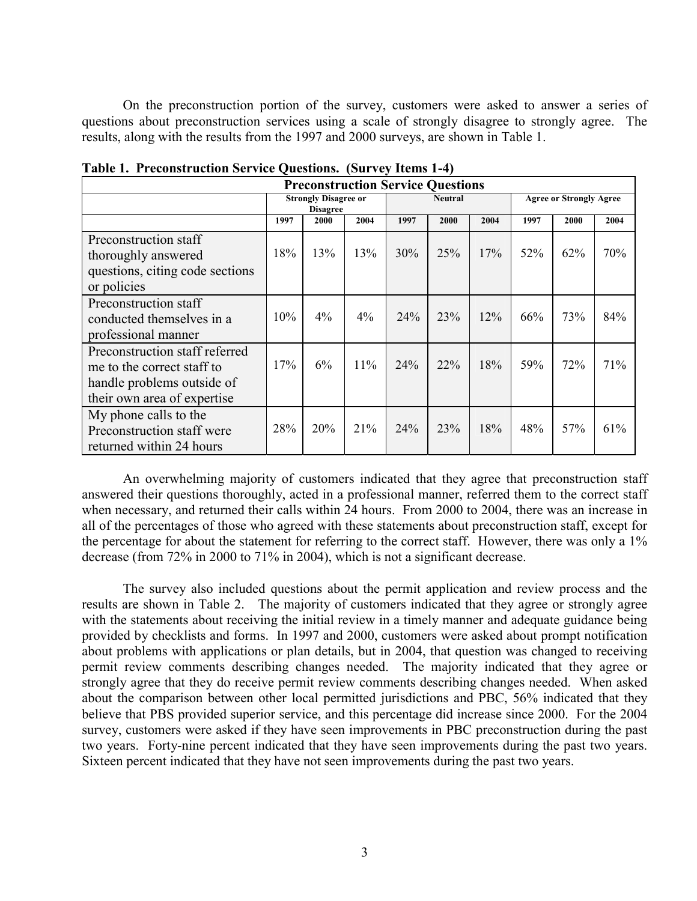On the preconstruction portion of the survey, customers were asked to answer a series of questions about preconstruction services using a scale of strongly disagree to strongly agree. The results, along with the results from the 1997 and 2000 surveys, are shown in Table 1.

**Table 1. Preconstruction Service Questions. (Survey Items 1-4)**

| Preconstruction Service Questions | | | | | | | | | |
|---|---|---|---|---|---|---|---|---|---|
| | Strongly Disagree or Disagree | | | Neutral | | | Agree or Strongly Agree | | |
| | 1997 | 2000 | 2004 | 1997 | 2000 | 2004 | 1997 | 2000 | 2004 |
| Preconstruction staff thoroughly answered questions, citing code sections or policies | 18% | 13% | 13% | 30% | 25% | 17% | 52% | 62% | 70% |
| Preconstruction staff conducted themselves in a professional manner | 10% | 4% | 4% | 24% | 23% | 12% | 66% | 73% | 84% |
| Preconstruction staff referred me to the correct staff to handle problems outside of their own area of expertise | 17% | 6% | 11% | 24% | 22% | 18% | 59% | 72% | 71% |
| My phone calls to the Preconstruction staff were returned within 24 hours | 28% | 20% | 21% | 24% | 23% | 18% | 48% | 57% | 61% |

An overwhelming majority of customers indicated that they agree that preconstruction staff answered their questions thoroughly, acted in a professional manner, referred them to the correct staff when necessary, and returned their calls within 24 hours. From 2000 to 2004, there was an increase in all of the percentages of those who agreed with these statements about preconstruction staff, except for the percentage for about the statement for referring to the correct staff. However, there was only a 1% decrease (from 72% in 2000 to 71% in 2004), which is not a significant decrease.

The survey also included questions about the permit application and review process and the results are shown in Table 2. The majority of customers indicated that they agree or strongly agree with the statements about receiving the initial review in a timely manner and adequate guidance being provided by checklists and forms. In 1997 and 2000, customers were asked about prompt notification about problems with applications or plan details, but in 2004, that question was changed to receiving permit review comments describing changes needed. The majority indicated that they agree or strongly agree that they do receive permit review comments describing changes needed. When asked about the comparison between other local permitted jurisdictions and PBC, 56% indicated that they believe that PBS provided superior service, and this percentage did increase since 2000. For the 2004 survey, customers were asked if they have seen improvements in PBC preconstruction during the past two years. Forty-nine percent indicated that they have seen improvements during the past two years. Sixteen percent indicated that they have not seen improvements during the past two years.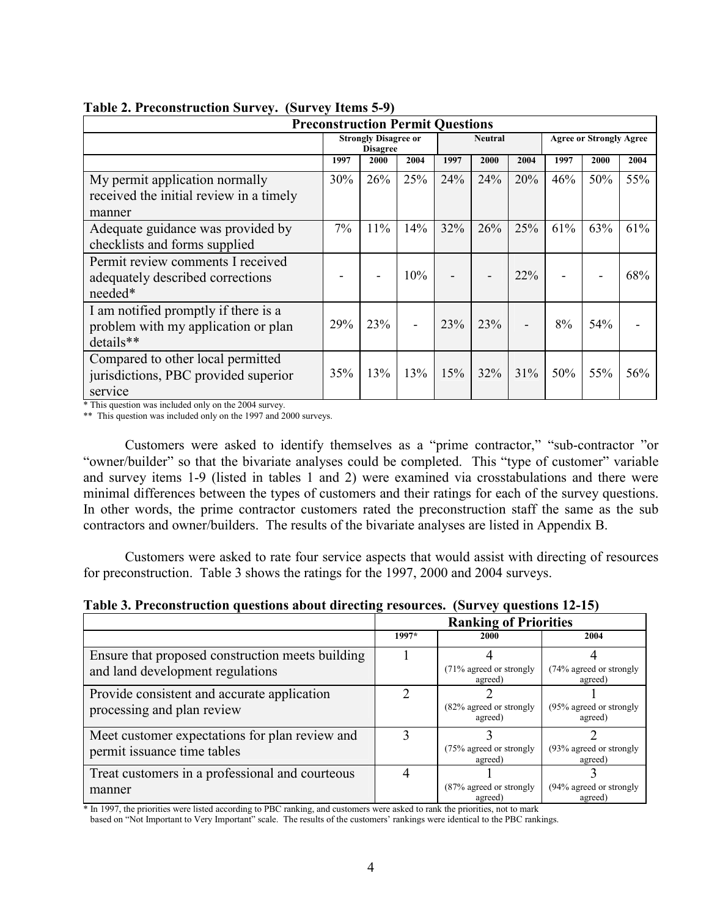**Table 2. Preconstruction Survey. (Survey Items 5-9)**

| Preconstruction Permit Questions | | | | | | | | | |
|---|---|---|---|---|---|---|---|---|---|
| | Strongly Disagree or Disagree | | | Neutral | | | Agree or Strongly Agree | | |
| | 1997 | 2000 | 2004 | 1997 | 2000 | 2004 | 1997 | 2000 | 2004 |
| My permit application normally received the initial review in a timely manner | 30% | 26% | 25% | 24% | 24% | 20% | 46% | 50% | 55% |
| Adequate guidance was provided by checklists and forms supplied | 7% | 11% | 14% | 32% | 26% | 25% | 61% | 63% | 61% |
| Permit review comments I received adequately described corrections needed* | - | - | 10% | - | - | 22% | - | - | 68% |
| I am notified promptly if there is a problem with my application or plan details** | 29% | 23% | - | 23% | 23% | - | 8% | 54% | - |
| Compared to other local permitted jurisdictions, PBC provided superior service | 35% | 13% | 13% | 15% | 32% | 31% | 50% | 55% | 56% |

\* This question was included only on the 2004 survey.

\*\* This question was included only on the 1997 and 2000 surveys.

Customers were asked to identify themselves as a "prime contractor," "sub-contractor "or "owner/builder" so that the bivariate analyses could be completed. This "type of customer" variable and survey items 1-9 (listed in tables 1 and 2) were examined via crosstabulations and there were minimal differences between the types of customers and their ratings for each of the survey questions. In other words, the prime contractor customers rated the preconstruction staff the same as the sub contractors and owner/builders. The results of the bivariate analyses are listed in Appendix B.

Customers were asked to rate four service aspects that would assist with directing of resources for preconstruction. Table 3 shows the ratings for the 1997, 2000 and 2004 surveys.

**Table 3. Preconstruction questions about directing resources. (Survey questions 12-15)**

| | Ranking of Priorities | | |
|---|---|---|---|
| | 1997* | 2000 | 2004 |
| Ensure that proposed construction meets building and land development regulations | 1 | 4 (71% agreed or strongly agreed) | 4 (74% agreed or strongly agreed) |
| Provide consistent and accurate application processing and plan review | 2 | 2 (82% agreed or strongly agreed) | 1 (95% agreed or strongly agreed) |
| Meet customer expectations for plan review and permit issuance time tables | 3 | 3 (75% agreed or strongly agreed) | 2 (93% agreed or strongly agreed) |
| Treat customers in a professional and courteous manner | 4 | 1 (87% agreed or strongly agreed) | 3 (94% agreed or strongly agreed) |

\* In 1997, the priorities were listed according to PBC ranking, and customers were asked to rank the priorities, not to mark based on "Not Important to Very Important" scale. The results of the customers' rankings were identical to the PBC rankings.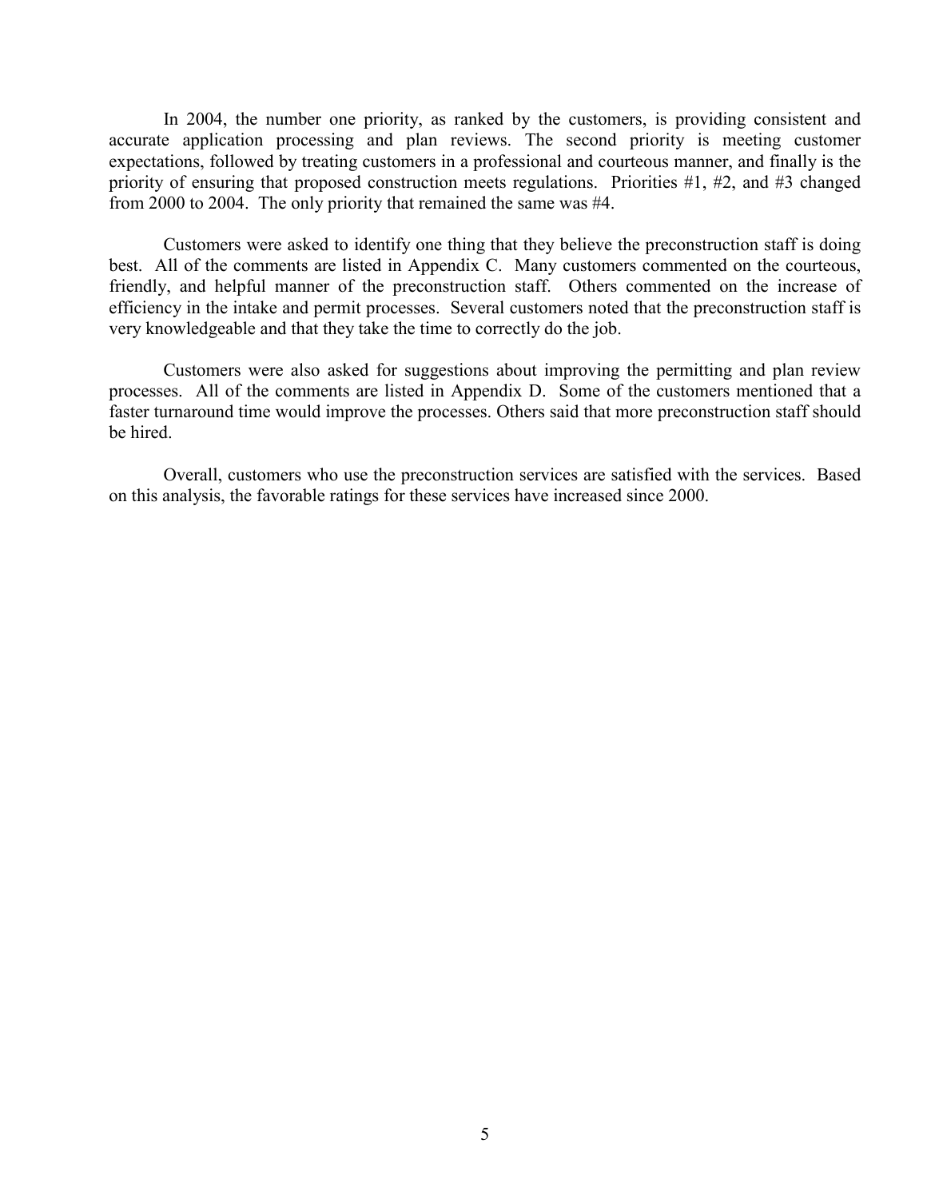In 2004, the number one priority, as ranked by the customers, is providing consistent and accurate application processing and plan reviews. The second priority is meeting customer expectations, followed by treating customers in a professional and courteous manner, and finally is the priority of ensuring that proposed construction meets regulations. Priorities #1, #2, and #3 changed from 2000 to 2004. The only priority that remained the same was #4.

Customers were asked to identify one thing that they believe the preconstruction staff is doing best. All of the comments are listed in Appendix C. Many customers commented on the courteous, friendly, and helpful manner of the preconstruction staff. Others commented on the increase of efficiency in the intake and permit processes. Several customers noted that the preconstruction staff is very knowledgeable and that they take the time to correctly do the job.

Customers were also asked for suggestions about improving the permitting and plan review processes. All of the comments are listed in Appendix D. Some of the customers mentioned that a faster turnaround time would improve the processes. Others said that more preconstruction staff should be hired.

Overall, customers who use the preconstruction services are satisfied with the services. Based on this analysis, the favorable ratings for these services have increased since 2000.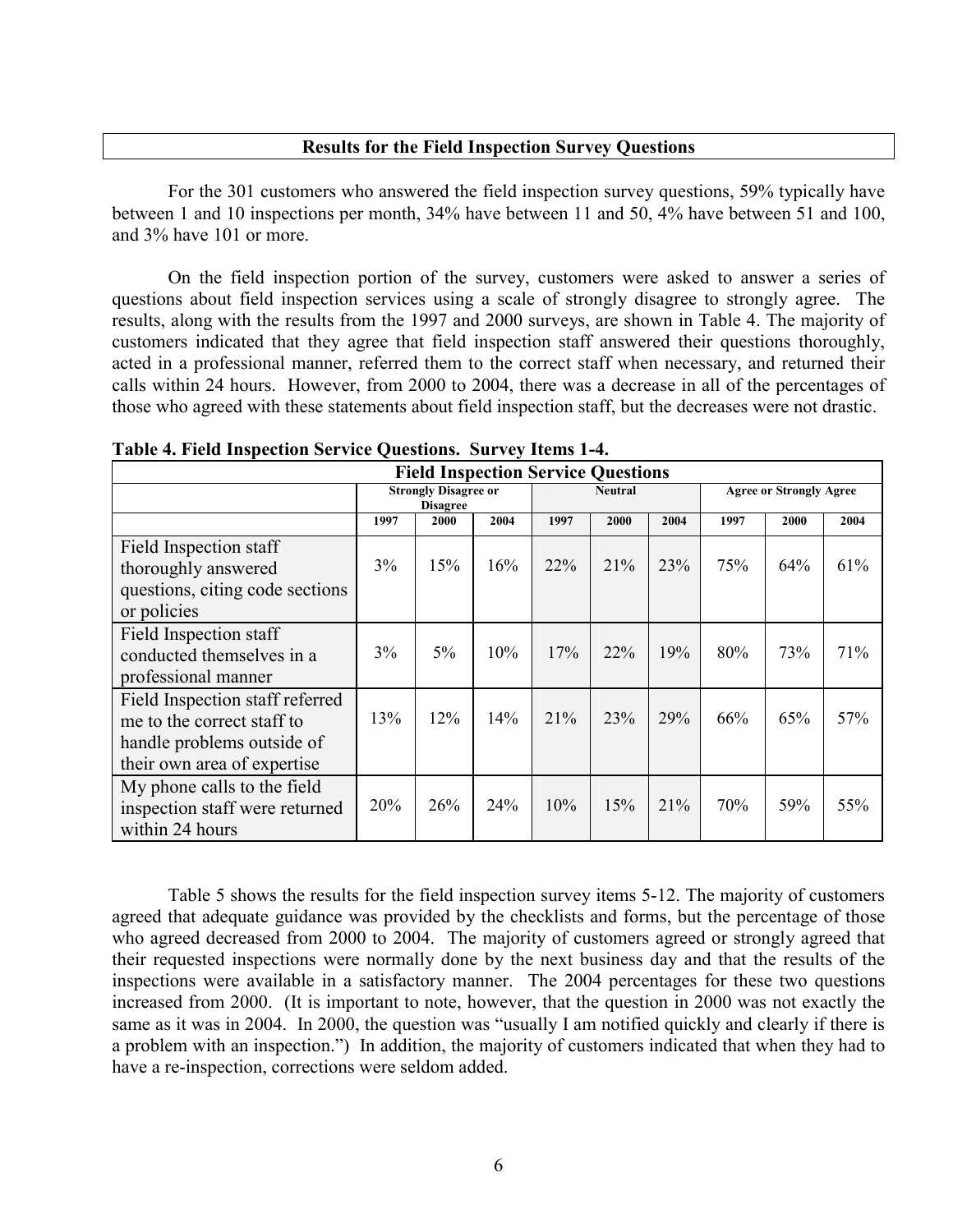## Results for the Field Inspection Survey Questions

For the 301 customers who answered the field inspection survey questions, 59% typically have between 1 and 10 inspections per month, 34% have between 11 and 50, 4% have between 51 and 100, and 3% have 101 or more.

On the field inspection portion of the survey, customers were asked to answer a series of questions about field inspection services using a scale of strongly disagree to strongly agree. The results, along with the results from the 1997 and 2000 surveys, are shown in Table 4. The majority of customers indicated that they agree that field inspection staff answered their questions thoroughly, acted in a professional manner, referred them to the correct staff when necessary, and returned their calls within 24 hours. However, from 2000 to 2004, there was a decrease in all of the percentages of those who agreed with these statements about field inspection staff, but the decreases were not drastic.

**Table 4. Field Inspection Service Questions. Survey Items 1-4.**

| Field Inspection Service Questions | | | | | | | | | |
|---|---|---|---|---|---|---|---|---|---|
| | Strongly Disagree or Disagree | | | Neutral | | | Agree or Strongly Agree | | |
| | 1997 | 2000 | 2004 | 1997 | 2000 | 2004 | 1997 | 2000 | 2004 |
| Field Inspection staff thoroughly answered questions, citing code sections or policies | 3% | 15% | 16% | 22% | 21% | 23% | 75% | 64% | 61% |
| Field Inspection staff conducted themselves in a professional manner | 3% | 5% | 10% | 17% | 22% | 19% | 80% | 73% | 71% |
| Field Inspection staff referred me to the correct staff to handle problems outside of their own area of expertise | 13% | 12% | 14% | 21% | 23% | 29% | 66% | 65% | 57% |
| My phone calls to the field inspection staff were returned within 24 hours | 20% | 26% | 24% | 10% | 15% | 21% | 70% | 59% | 55% |

Table 5 shows the results for the field inspection survey items 5-12. The majority of customers agreed that adequate guidance was provided by the checklists and forms, but the percentage of those who agreed decreased from 2000 to 2004. The majority of customers agreed or strongly agreed that their requested inspections were normally done by the next business day and that the results of the inspections were available in a satisfactory manner. The 2004 percentages for these two questions increased from 2000. (It is important to note, however, that the question in 2000 was not exactly the same as it was in 2004. In 2000, the question was "usually I am notified quickly and clearly if there is a problem with an inspection.") In addition, the majority of customers indicated that when they had to have a re-inspection, corrections were seldom added.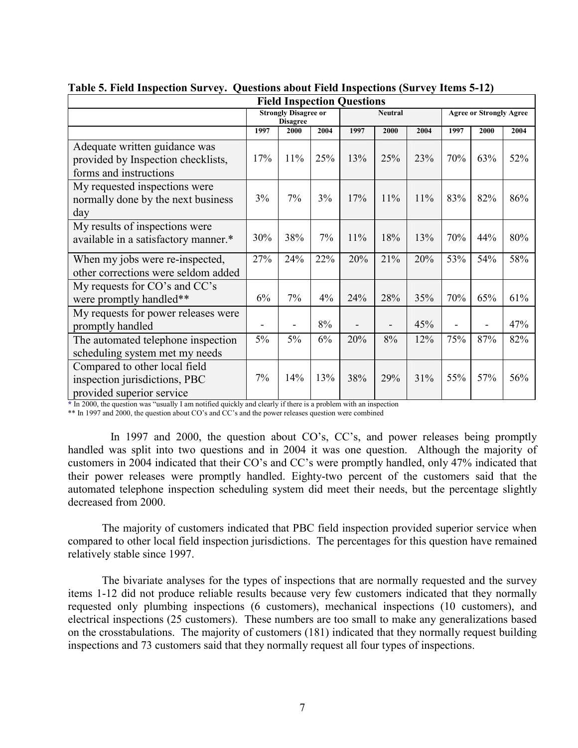**Table 5. Field Inspection Survey. Questions about Field Inspections (Survey Items 5-12)**

| Field Inspection Questions | | | | | | | | | |
|---|---|---|---|---|---|---|---|---|---|
| | Strongly Disagree or Disagree | | | Neutral | | | Agree or Strongly Agree | | |
| | 1997 | 2000 | 2004 | 1997 | 2000 | 2004 | 1997 | 2000 | 2004 |
| Adequate written guidance was provided by Inspection checklists, forms and instructions | 17% | 11% | 25% | 13% | 25% | 23% | 70% | 63% | 52% |
| My requested inspections were normally done by the next business day | 3% | 7% | 3% | 17% | 11% | 11% | 83% | 82% | 86% |
| My results of inspections were available in a satisfactory manner.* | 30% | 38% | 7% | 11% | 18% | 13% | 70% | 44% | 80% |
| When my jobs were re-inspected, other corrections were seldom added | 27% | 24% | 22% | 20% | 21% | 20% | 53% | 54% | 58% |
| My requests for CO's and CC's were promptly handled** | 6% | 7% | 4% | 24% | 28% | 35% | 70% | 65% | 61% |
| My requests for power releases were promptly handled | - | - | 8% | - | - | 45% | - | - | 47% |
| The automated telephone inspection scheduling system met my needs | 5% | 5% | 6% | 20% | 8% | 12% | 75% | 87% | 82% |
| Compared to other local field inspection jurisdictions, PBC provided superior service | 7% | 14% | 13% | 38% | 29% | 31% | 55% | 57% | 56% |

\* In 2000, the question was "usually I am notified quickly and clearly if there is a problem with an inspection

** In 1997 and 2000, the question about CO's and CC's and the power releases question were combined

In 1997 and 2000, the question about CO's, CC's, and power releases being promptly handled was split into two questions and in 2004 it was one question. Although the majority of customers in 2004 indicated that their CO's and CC's were promptly handled, only 47% indicated that their power releases were promptly handled. Eighty-two percent of the customers said that the automated telephone inspection scheduling system did meet their needs, but the percentage slightly decreased from 2000.

The majority of customers indicated that PBC field inspection provided superior service when compared to other local field inspection jurisdictions. The percentages for this question have remained relatively stable since 1997.

The bivariate analyses for the types of inspections that are normally requested and the survey items 1-12 did not produce reliable results because very few customers indicated that they normally requested only plumbing inspections (6 customers), mechanical inspections (10 customers), and electrical inspections (25 customers). These numbers are too small to make any generalizations based on the crosstabulations. The majority of customers (181) indicated that they normally request building inspections and 73 customers said that they normally request all four types of inspections.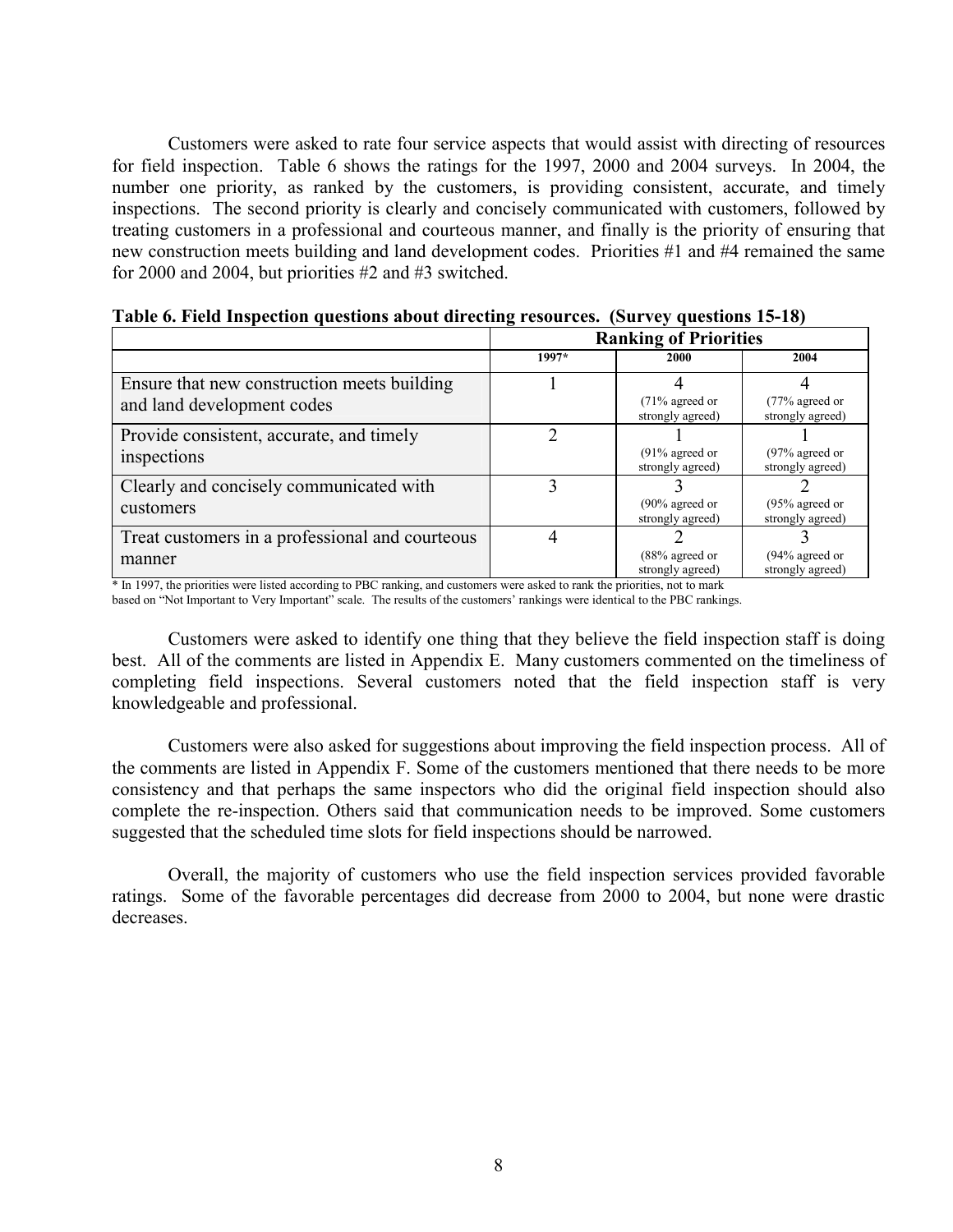Customers were asked to rate four service aspects that would assist with directing of resources for field inspection. Table 6 shows the ratings for the 1997, 2000 and 2004 surveys. In 2004, the number one priority, as ranked by the customers, is providing consistent, accurate, and timely inspections. The second priority is clearly and concisely communicated with customers, followed by treating customers in a professional and courteous manner, and finally is the priority of ensuring that new construction meets building and land development codes. Priorities #1 and #4 remained the same for 2000 and 2004, but priorities #2 and #3 switched.

**Table 6. Field Inspection questions about directing resources. (Survey questions 15-18)**

| | Ranking of Priorities | | |
|---|---|---|---|
| | 1997* | 2000 | 2004 |
| Ensure that new construction meets building and land development codes | 1 | 4 (71% agreed or strongly agreed) | 4 (77% agreed or strongly agreed) |
| Provide consistent, accurate, and timely inspections | 2 | 1 (91% agreed or strongly agreed) | 1 (97% agreed or strongly agreed) |
| Clearly and concisely communicated with customers | 3 | 3 (90% agreed or strongly agreed) | 2 (95% agreed or strongly agreed) |
| Treat customers in a professional and courteous manner | 4 | 2 (88% agreed or strongly agreed) | 3 (94% agreed or strongly agreed) |

\* In 1997, the priorities were listed according to PBC ranking, and customers were asked to rank the priorities, not to mark based on "Not Important to Very Important" scale. The results of the customers' rankings were identical to the PBC rankings.

Customers were asked to identify one thing that they believe the field inspection staff is doing best. All of the comments are listed in Appendix E. Many customers commented on the timeliness of completing field inspections. Several customers noted that the field inspection staff is very knowledgeable and professional.

Customers were also asked for suggestions about improving the field inspection process. All of the comments are listed in Appendix F. Some of the customers mentioned that there needs to be more consistency and that perhaps the same inspectors who did the original field inspection should also complete the re-inspection. Others said that communication needs to be improved. Some customers suggested that the scheduled time slots for field inspections should be narrowed.

Overall, the majority of customers who use the field inspection services provided favorable ratings. Some of the favorable percentages did decrease from 2000 to 2004, but none were drastic decreases.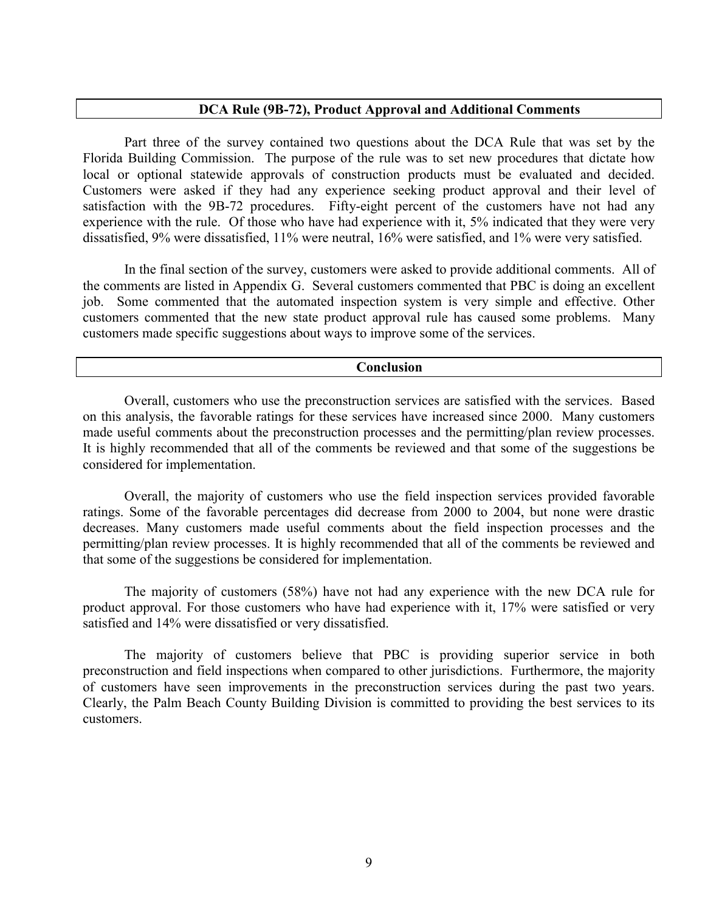## DCA Rule (9B-72), Product Approval and Additional Comments

Part three of the survey contained two questions about the DCA Rule that was set by the Florida Building Commission. The purpose of the rule was to set new procedures that dictate how local or optional statewide approvals of construction products must be evaluated and decided. Customers were asked if they had any experience seeking product approval and their level of satisfaction with the 9B-72 procedures. Fifty-eight percent of the customers have not had any experience with the rule. Of those who have had experience with it, 5% indicated that they were very dissatisfied, 9% were dissatisfied, 11% were neutral, 16% were satisfied, and 1% were very satisfied.

In the final section of the survey, customers were asked to provide additional comments. All of the comments are listed in Appendix G. Several customers commented that PBC is doing an excellent job. Some commented that the automated inspection system is very simple and effective. Other customers commented that the new state product approval rule has caused some problems. Many customers made specific suggestions about ways to improve some of the services.

## Conclusion

Overall, customers who use the preconstruction services are satisfied with the services. Based on this analysis, the favorable ratings for these services have increased since 2000. Many customers made useful comments about the preconstruction processes and the permitting/plan review processes. It is highly recommended that all of the comments be reviewed and that some of the suggestions be considered for implementation.

Overall, the majority of customers who use the field inspection services provided favorable ratings. Some of the favorable percentages did decrease from 2000 to 2004, but none were drastic decreases. Many customers made useful comments about the field inspection processes and the permitting/plan review processes. It is highly recommended that all of the comments be reviewed and that some of the suggestions be considered for implementation.

The majority of customers (58%) have not had any experience with the new DCA rule for product approval. For those customers who have had experience with it, 17% were satisfied or very satisfied and 14% were dissatisfied or very dissatisfied.

The majority of customers believe that PBC is providing superior service in both preconstruction and field inspections when compared to other jurisdictions. Furthermore, the majority of customers have seen improvements in the preconstruction services during the past two years. Clearly, the Palm Beach County Building Division is committed to providing the best services to its customers.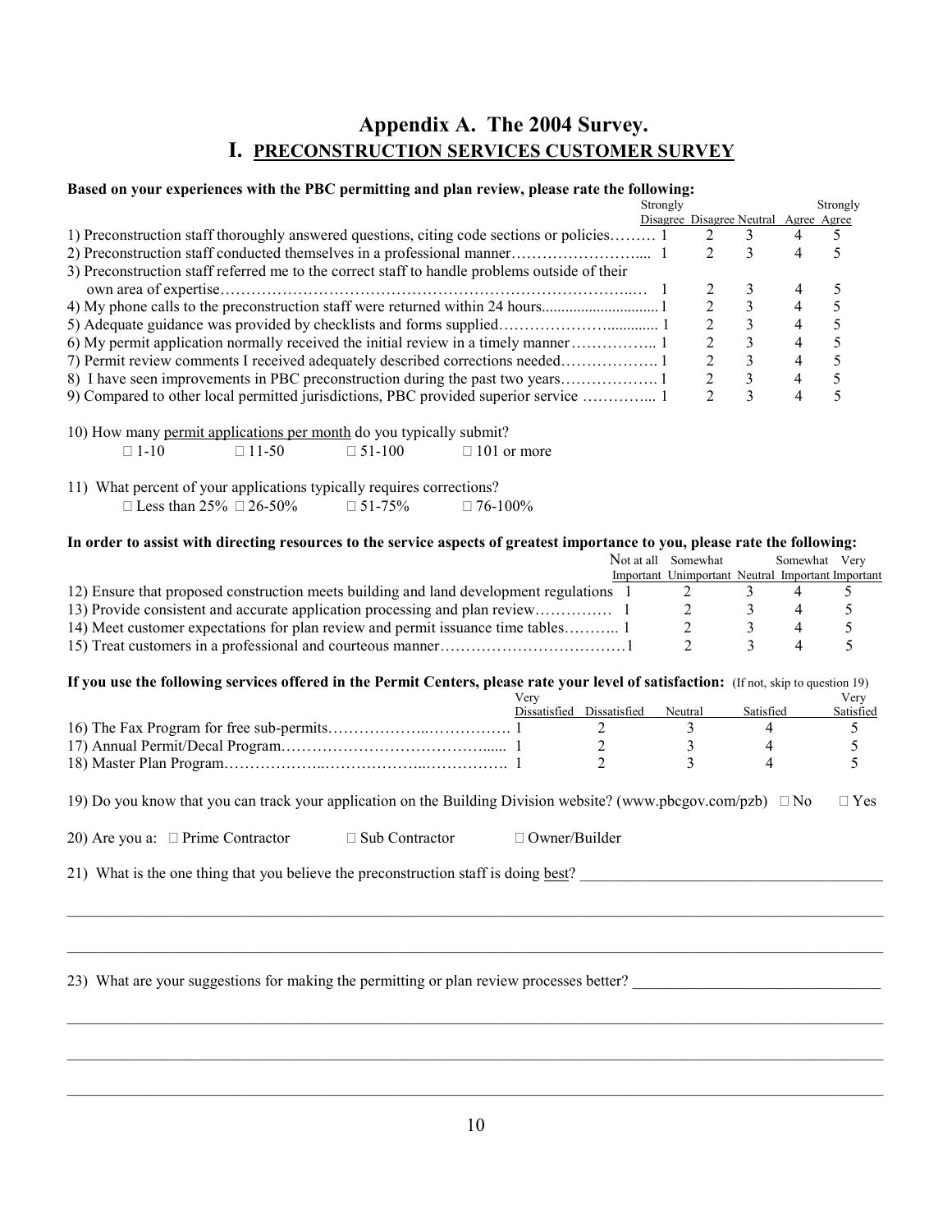# Appendix A. The 2004 Survey.

## I. PRECONSTRUCTION SERVICES CUSTOMER SURVEY

**Based on your experiences with the PBC permitting and plan review, please rate the following:**

| | Strongly Disagree | Disagree | Neutral | Agree | Strongly Agree |
|---|---|---|---|---|---|
| 1) Preconstruction staff thoroughly answered questions, citing code sections or policies……… | 1 | 2 | 3 | 4 | 5 |
| 2) Preconstruction staff conducted themselves in a professional manner……………………..... | 1 | 2 | 3 | 4 | 5 |
| 3) Preconstruction staff referred me to the correct staff to handle problems outside of their own area of expertise……………………………………………………………………..… | 1 | 2 | 3 | 4 | 5 |
| 4) My phone calls to the preconstruction staff were returned within 24 hours............................. | 1 | 2 | 3 | 4 | 5 |
| 5) Adequate guidance was provided by checklists and forms supplied…………………............ | 1 | 2 | 3 | 4 | 5 |
| 6) My permit application normally received the initial review in a timely manner…………….. | 1 | 2 | 3 | 4 | 5 |
| 7) Permit review comments I received adequately described corrections needed………………. | 1 | 2 | 3 | 4 | 5 |
| 8) I have seen improvements in PBC preconstruction during the past two years………………. | 1 | 2 | 3 | 4 | 5 |
| 9) Compared to other local permitted jurisdictions, PBC provided superior service ………….... | 1 | 2 | 3 | 4 | 5 |

10) How many permit applications per month do you typically submit?
□ 1-10 □ 11-50 □ 51-100 □ 101 or more

11) What percent of your applications typically requires corrections?
□ Less than 25% □ 26-50% □ 51-75% □ 76-100%

**In order to assist with directing resources to the service aspects of greatest importance to you, please rate the following:**

| | Not at all Important | Somewhat Unimportant | Neutral | Somewhat Important | Very Important |
|---|---|---|---|---|---|
| 12) Ensure that proposed construction meets building and land development regulations | 1 | 2 | 3 | 4 | 5 |
| 13) Provide consistent and accurate application processing and plan review…………… | 1 | 2 | 3 | 4 | 5 |
| 14) Meet customer expectations for plan review and permit issuance time tables……….. | 1 | 2 | 3 | 4 | 5 |
| 15) Treat customers in a professional and courteous manner……………………………… | 1 | 2 | 3 | 4 | 5 |

**If you use the following services offered in the Permit Centers, please rate your level of satisfaction:** (If not, skip to question 19)

| | Very Dissatisfied | Dissatisfied | Neutral | Satisfied | Very Satisfied |
|---|---|---|---|---|---|
| 16) The Fax Program for free sub-permits………………..……………. | 1 | 2 | 3 | 4 | 5 |
| 17) Annual Permit/Decal Program………………………………...... | 1 | 2 | 3 | 4 | 5 |
| 18) Master Plan Program………………..………………..……………. | 1 | 2 | 3 | 4 | 5 |

19) Do you know that you can track your application on the Building Division website? (www.pbcgov.com/pzb) □ No □ Yes

20) Are you a: □ Prime Contractor □ Sub Contractor □ Owner/Builder

21) What is the one thing that you believe the preconstruction staff is doing best? ______________________________________

______________________________________________________________________________

______________________________________________________________________________

23) What are your suggestions for making the permitting or plan review processes better? ______________________________

______________________________________________________________________________

______________________________________________________________________________

______________________________________________________________________________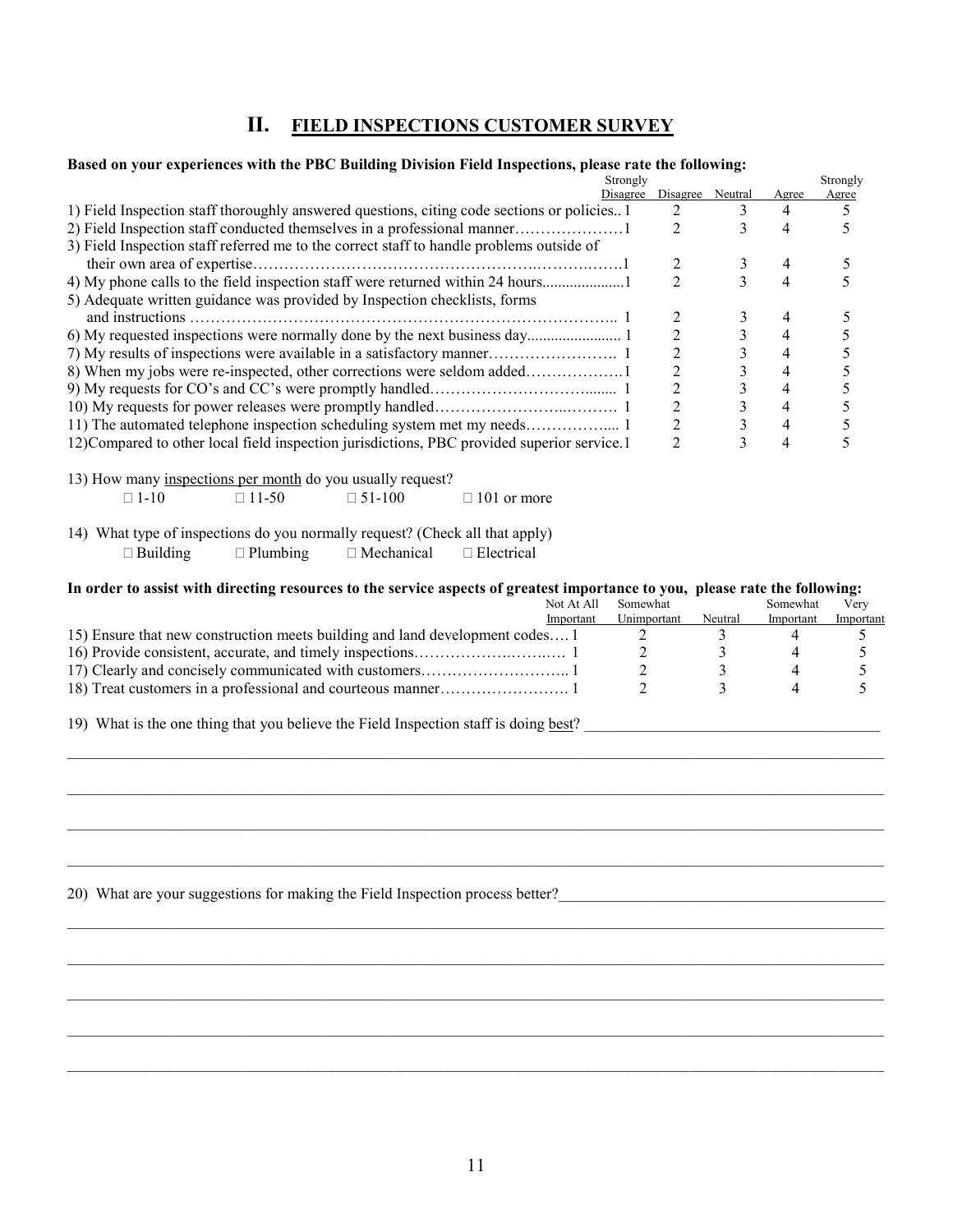# II. FIELD INSPECTIONS CUSTOMER SURVEY

**Based on your experiences with the PBC Building Division Field Inspections, please rate the following:**

| | Strongly Disagree | Disagree | Neutral | Agree | Strongly Agree |
|---|---|---|---|---|---|
| 1) Field Inspection staff thoroughly answered questions, citing code sections or policies | 1 | 2 | 3 | 4 | 5 |
| 2) Field Inspection staff conducted themselves in a professional manner | 1 | 2 | 3 | 4 | 5 |
| 3) Field Inspection staff referred me to the correct staff to handle problems outside of their own area of expertise | 1 | 2 | 3 | 4 | 5 |
| 4) My phone calls to the field inspection staff were returned within 24 hours | 1 | 2 | 3 | 4 | 5 |
| 5) Adequate written guidance was provided by Inspection checklists, forms and instructions | 1 | 2 | 3 | 4 | 5 |
| 6) My requested inspections were normally done by the next business day | 1 | 2 | 3 | 4 | 5 |
| 7) My results of inspections were available in a satisfactory manner | 1 | 2 | 3 | 4 | 5 |
| 8) When my jobs were re-inspected, other corrections were seldom added | 1 | 2 | 3 | 4 | 5 |
| 9) My requests for CO's and CC's were promptly handled | 1 | 2 | 3 | 4 | 5 |
| 10) My requests for power releases were promptly handled | 1 | 2 | 3 | 4 | 5 |
| 11) The automated telephone inspection scheduling system met my needs | 1 | 2 | 3 | 4 | 5 |
| 12)Compared to other local field inspection jurisdictions, PBC provided superior service. | 1 | 2 | 3 | 4 | 5 |

13) How many inspections per month do you usually request?

☐ 1-10 ☐ 11-50 ☐ 51-100 ☐ 101 or more

14) What type of inspections do you normally request? (Check all that apply)

☐ Building ☐ Plumbing ☐ Mechanical ☐ Electrical

**In order to assist with directing resources to the service aspects of greatest importance to you, please rate the following:**

| | Not At All Important | Somewhat Unimportant | Neutral | Somewhat Important | Very Important |
|---|---|---|---|---|---|
| 15) Ensure that new construction meets building and land development codes | 1 | 2 | 3 | 4 | 5 |
| 16) Provide consistent, accurate, and timely inspections | 1 | 2 | 3 | 4 | 5 |
| 17) Clearly and concisely communicated with customers | 1 | 2 | 3 | 4 | 5 |
| 18) Treat customers in a professional and courteous manner | 1 | 2 | 3 | 4 | 5 |

19) What is the one thing that you believe the Field Inspection staff is doing best? ____________________________________

______________________________________________________________________________________________

______________________________________________________________________________________________

______________________________________________________________________________________________

______________________________________________________________________________________________

20) What are your suggestions for making the Field Inspection process better?________________________________________

______________________________________________________________________________________________

______________________________________________________________________________________________

______________________________________________________________________________________________

______________________________________________________________________________________________

______________________________________________________________________________________________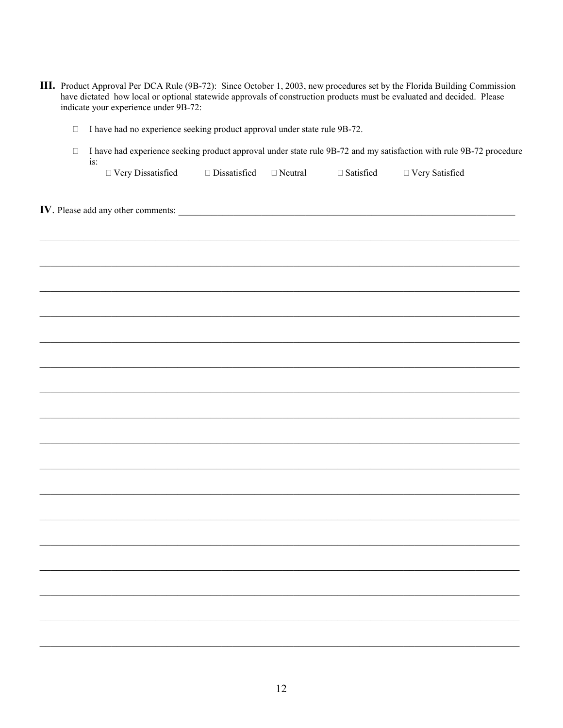**III.** Product Approval Per DCA Rule (9B-72): Since October 1, 2003, new procedures set by the Florida Building Commission have dictated how local or optional statewide approvals of construction products must be evaluated and decided. Please indicate your experience under 9B-72:

- ☐ I have had no experience seeking product approval under state rule 9B-72.
- ☐ I have had experience seeking product approval under state rule 9B-72 and my satisfaction with rule 9B-72 procedure is:

  ☐ Very Dissatisfied ☐ Dissatisfied ☐ Neutral ☐ Satisfied ☐ Very Satisfied

**IV**. Please add any other comments: ______________________________________________________________________________

______________________________________________________________________________

______________________________________________________________________________

______________________________________________________________________________

______________________________________________________________________________

______________________________________________________________________________

______________________________________________________________________________

______________________________________________________________________________

______________________________________________________________________________

______________________________________________________________________________

______________________________________________________________________________

______________________________________________________________________________

______________________________________________________________________________

______________________________________________________________________________

______________________________________________________________________________

______________________________________________________________________________

______________________________________________________________________________

______________________________________________________________________________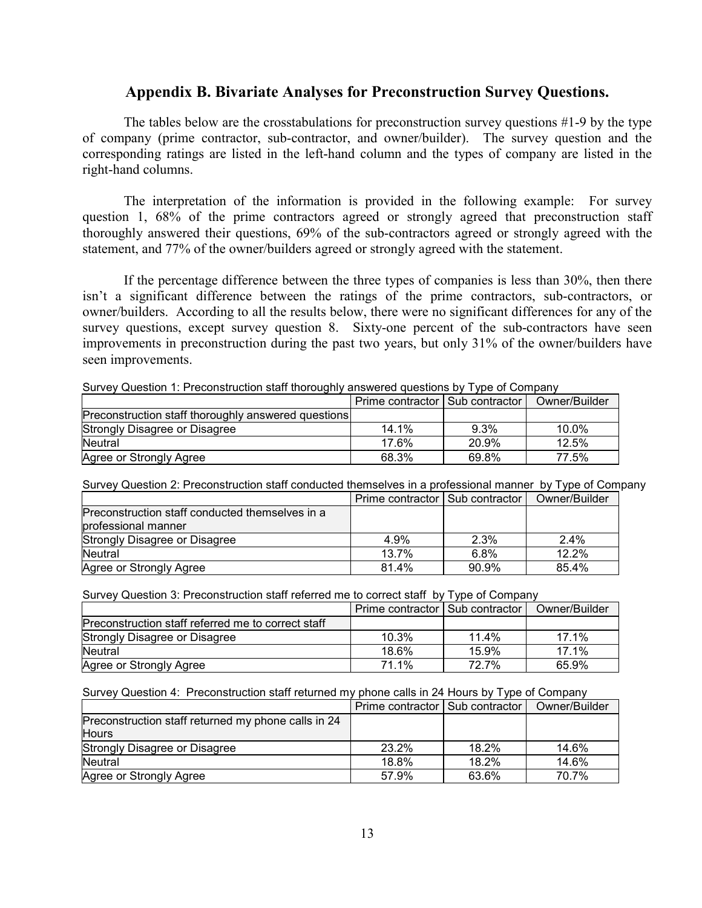## Appendix B. Bivariate Analyses for Preconstruction Survey Questions.

The tables below are the crosstabulations for preconstruction survey questions #1-9 by the type of company (prime contractor, sub-contractor, and owner/builder). The survey question and the corresponding ratings are listed in the left-hand column and the types of company are listed in the right-hand columns.

The interpretation of the information is provided in the following example: For survey question 1, 68% of the prime contractors agreed or strongly agreed that preconstruction staff thoroughly answered their questions, 69% of the sub-contractors agreed or strongly agreed with the statement, and 77% of the owner/builders agreed or strongly agreed with the statement.

If the percentage difference between the three types of companies is less than 30%, then there isn't a significant difference between the ratings of the prime contractors, sub-contractors, or owner/builders. According to all the results below, there were no significant differences for any of the survey questions, except survey question 8. Sixty-one percent of the sub-contractors have seen improvements in preconstruction during the past two years, but only 31% of the owner/builders have seen improvements.

Survey Question 1: Preconstruction staff thoroughly answered questions by Type of Company

| | Prime contractor | Sub contractor | Owner/Builder |
|---|---|---|---|
| Preconstruction staff thoroughly answered questions | | | |
| Strongly Disagree or Disagree | 14.1% | 9.3% | 10.0% |
| Neutral | 17.6% | 20.9% | 12.5% |
| Agree or Strongly Agree | 68.3% | 69.8% | 77.5% |

Survey Question 2: Preconstruction staff conducted themselves in a professional manner by Type of Company

| | Prime contractor | Sub contractor | Owner/Builder |
|---|---|---|---|
| Preconstruction staff conducted themselves in a professional manner | | | |
| Strongly Disagree or Disagree | 4.9% | 2.3% | 2.4% |
| Neutral | 13.7% | 6.8% | 12.2% |
| Agree or Strongly Agree | 81.4% | 90.9% | 85.4% |

Survey Question 3: Preconstruction staff referred me to correct staff by Type of Company

| | Prime contractor | Sub contractor | Owner/Builder |
|---|---|---|---|
| Preconstruction staff referred me to correct staff | | | |
| Strongly Disagree or Disagree | 10.3% | 11.4% | 17.1% |
| Neutral | 18.6% | 15.9% | 17.1% |
| Agree or Strongly Agree | 71.1% | 72.7% | 65.9% |

Survey Question 4: Preconstruction staff returned my phone calls in 24 Hours by Type of Company

| | Prime contractor | Sub contractor | Owner/Builder |
|---|---|---|---|
| Preconstruction staff returned my phone calls in 24 Hours | | | |
| Strongly Disagree or Disagree | 23.2% | 18.2% | 14.6% |
| Neutral | 18.8% | 18.2% | 14.6% |
| Agree or Strongly Agree | 57.9% | 63.6% | 70.7% |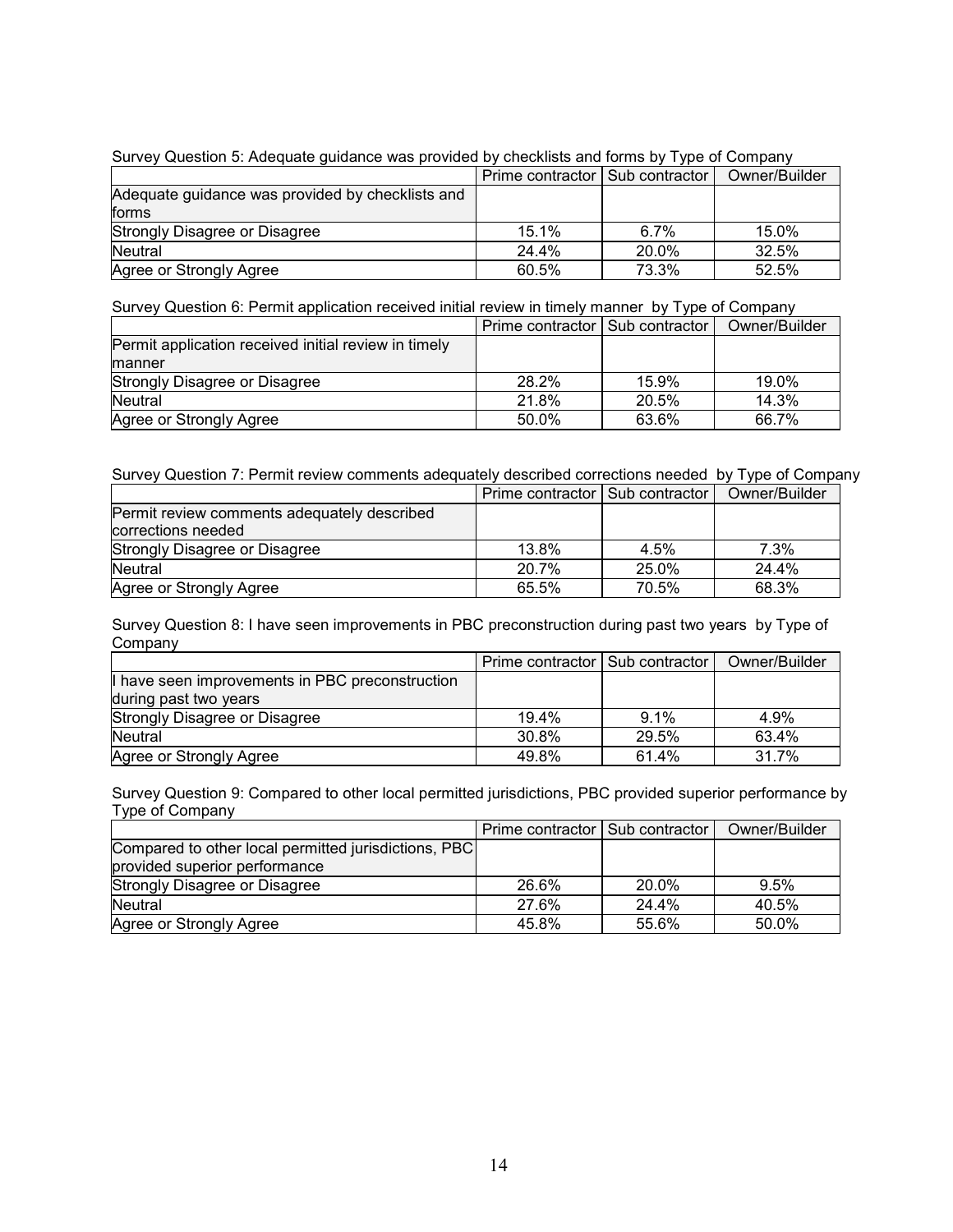Survey Question 5: Adequate guidance was provided by checklists and forms by Type of Company

| | Prime contractor | Sub contractor | Owner/Builder |
|---|---|---|---|
| Adequate guidance was provided by checklists and forms | | | |
| Strongly Disagree or Disagree | 15.1% | 6.7% | 15.0% |
| Neutral | 24.4% | 20.0% | 32.5% |
| Agree or Strongly Agree | 60.5% | 73.3% | 52.5% |

Survey Question 6: Permit application received initial review in timely manner by Type of Company

| | Prime contractor | Sub contractor | Owner/Builder |
|---|---|---|---|
| Permit application received initial review in timely manner | | | |
| Strongly Disagree or Disagree | 28.2% | 15.9% | 19.0% |
| Neutral | 21.8% | 20.5% | 14.3% |
| Agree or Strongly Agree | 50.0% | 63.6% | 66.7% |

Survey Question 7: Permit review comments adequately described corrections needed by Type of Company

| | Prime contractor | Sub contractor | Owner/Builder |
|---|---|---|---|
| Permit review comments adequately described corrections needed | | | |
| Strongly Disagree or Disagree | 13.8% | 4.5% | 7.3% |
| Neutral | 20.7% | 25.0% | 24.4% |
| Agree or Strongly Agree | 65.5% | 70.5% | 68.3% |

Survey Question 8: I have seen improvements in PBC preconstruction during past two years by Type of Company

| | Prime contractor | Sub contractor | Owner/Builder |
|---|---|---|---|
| I have seen improvements in PBC preconstruction during past two years | | | |
| Strongly Disagree or Disagree | 19.4% | 9.1% | 4.9% |
| Neutral | 30.8% | 29.5% | 63.4% |
| Agree or Strongly Agree | 49.8% | 61.4% | 31.7% |

Survey Question 9: Compared to other local permitted jurisdictions, PBC provided superior performance by Type of Company

| | Prime contractor | Sub contractor | Owner/Builder |
|---|---|---|---|
| Compared to other local permitted jurisdictions, PBC provided superior performance | | | |
| Strongly Disagree or Disagree | 26.6% | 20.0% | 9.5% |
| Neutral | 27.6% | 24.4% | 40.5% |
| Agree or Strongly Agree | 45.8% | 55.6% | 50.0% |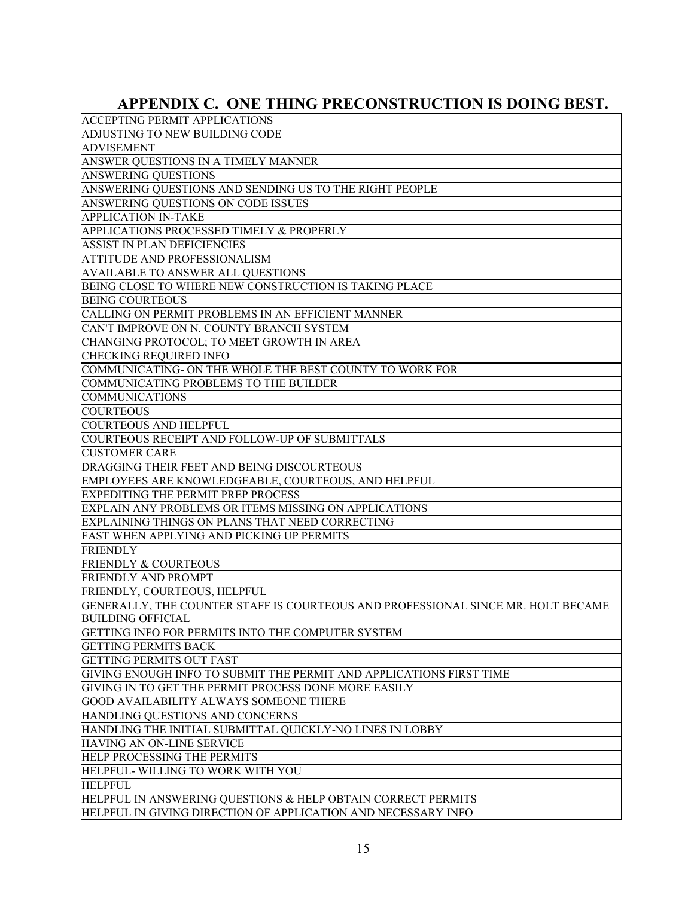# APPENDIX C. ONE THING PRECONSTRUCTION IS DOING BEST.

| |
|---|
| ACCEPTING PERMIT APPLICATIONS |
| ADJUSTING TO NEW BUILDING CODE |
| ADVISEMENT |
| ANSWER QUESTIONS IN A TIMELY MANNER |
| ANSWERING QUESTIONS |
| ANSWERING QUESTIONS AND SENDING US TO THE RIGHT PEOPLE |
| ANSWERING QUESTIONS ON CODE ISSUES |
| APPLICATION IN-TAKE |
| APPLICATIONS PROCESSED TIMELY & PROPERLY |
| ASSIST IN PLAN DEFICIENCIES |
| ATTITUDE AND PROFESSIONALISM |
| AVAILABLE TO ANSWER ALL QUESTIONS |
| BEING CLOSE TO WHERE NEW CONSTRUCTION IS TAKING PLACE |
| BEING COURTEOUS |
| CALLING ON PERMIT PROBLEMS IN AN EFFICIENT MANNER |
| CAN'T IMPROVE ON N. COUNTY BRANCH SYSTEM |
| CHANGING PROTOCOL; TO MEET GROWTH IN AREA |
| CHECKING REQUIRED INFO |
| COMMUNICATING- ON THE WHOLE THE BEST COUNTY TO WORK FOR |
| COMMUNICATING PROBLEMS TO THE BUILDER |
| COMMUNICATIONS |
| COURTEOUS |
| COURTEOUS AND HELPFUL |
| COURTEOUS RECEIPT AND FOLLOW-UP OF SUBMITTALS |
| CUSTOMER CARE |
| DRAGGING THEIR FEET AND BEING DISCOURTEOUS |
| EMPLOYEES ARE KNOWLEDGEABLE, COURTEOUS, AND HELPFUL |
| EXPEDITING THE PERMIT PREP PROCESS |
| EXPLAIN ANY PROBLEMS OR ITEMS MISSING ON APPLICATIONS |
| EXPLAINING THINGS ON PLANS THAT NEED CORRECTING |
| FAST WHEN APPLYING AND PICKING UP PERMITS |
| FRIENDLY |
| FRIENDLY & COURTEOUS |
| FRIENDLY AND PROMPT |
| FRIENDLY, COURTEOUS, HELPFUL |
| GENERALLY, THE COUNTER STAFF IS COURTEOUS AND PROFESSIONAL SINCE MR. HOLT BECAME BUILDING OFFICIAL |
| GETTING INFO FOR PERMITS INTO THE COMPUTER SYSTEM |
| GETTING PERMITS BACK |
| GETTING PERMITS OUT FAST |
| GIVING ENOUGH INFO TO SUBMIT THE PERMIT AND APPLICATIONS FIRST TIME |
| GIVING IN TO GET THE PERMIT PROCESS DONE MORE EASILY |
| GOOD AVAILABILITY ALWAYS SOMEONE THERE |
| HANDLING QUESTIONS AND CONCERNS |
| HANDLING THE INITIAL SUBMITTAL QUICKLY-NO LINES IN LOBBY |
| HAVING AN ON-LINE SERVICE |
| HELP PROCESSING THE PERMITS |
| HELPFUL- WILLING TO WORK WITH YOU |
| HELPFUL |
| HELPFUL IN ANSWERING QUESTIONS & HELP OBTAIN CORRECT PERMITS |
| HELPFUL IN GIVING DIRECTION OF APPLICATION AND NECESSARY INFO |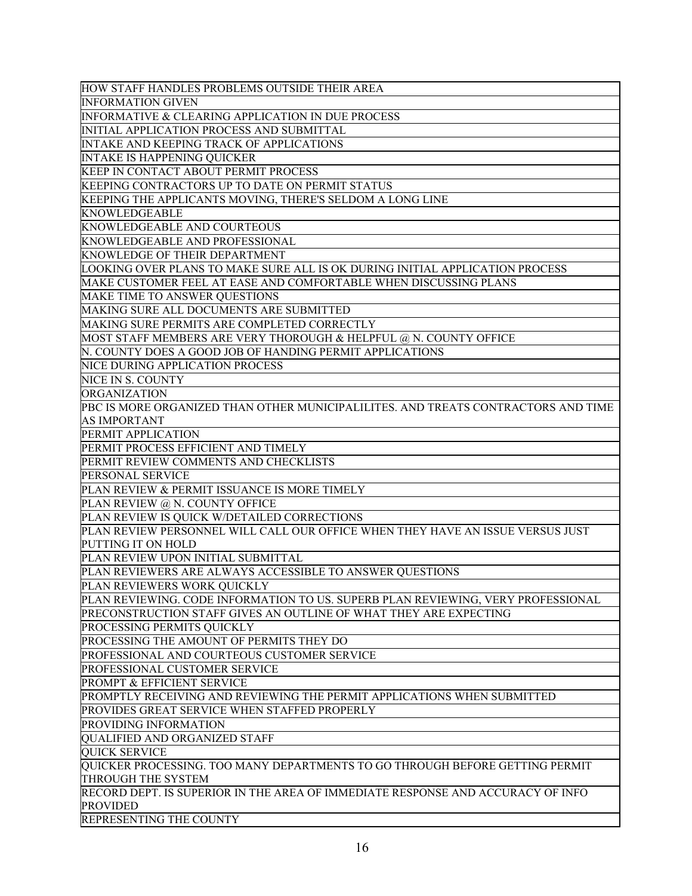| |
|---|
| HOW STAFF HANDLES PROBLEMS OUTSIDE THEIR AREA |
| INFORMATION GIVEN |
| INFORMATIVE & CLEARING APPLICATION IN DUE PROCESS |
| INITIAL APPLICATION PROCESS AND SUBMITTAL |
| INTAKE AND KEEPING TRACK OF APPLICATIONS |
| INTAKE IS HAPPENING QUICKER |
| KEEP IN CONTACT ABOUT PERMIT PROCESS |
| KEEPING CONTRACTORS UP TO DATE ON PERMIT STATUS |
| KEEPING THE APPLICANTS MOVING, THERE'S SELDOM A LONG LINE |
| KNOWLEDGEABLE |
| KNOWLEDGEABLE AND COURTEOUS |
| KNOWLEDGEABLE AND PROFESSIONAL |
| KNOWLEDGE OF THEIR DEPARTMENT |
| LOOKING OVER PLANS TO MAKE SURE ALL IS OK DURING INITIAL APPLICATION PROCESS |
| MAKE CUSTOMER FEEL AT EASE AND COMFORTABLE WHEN DISCUSSING PLANS |
| MAKE TIME TO ANSWER QUESTIONS |
| MAKING SURE ALL DOCUMENTS ARE SUBMITTED |
| MAKING SURE PERMITS ARE COMPLETED CORRECTLY |
| MOST STAFF MEMBERS ARE VERY THOROUGH & HELPFUL @ N. COUNTY OFFICE |
| N. COUNTY DOES A GOOD JOB OF HANDING PERMIT APPLICATIONS |
| NICE DURING APPLICATION PROCESS |
| NICE IN S. COUNTY |
| ORGANIZATION |
| PBC IS MORE ORGANIZED THAN OTHER MUNICIPALILITES. AND TREATS CONTRACTORS AND TIME AS IMPORTANT |
| PERMIT APPLICATION |
| PERMIT PROCESS EFFICIENT AND TIMELY |
| PERMIT REVIEW COMMENTS AND CHECKLISTS |
| PERSONAL SERVICE |
| PLAN REVIEW & PERMIT ISSUANCE IS MORE TIMELY |
| PLAN REVIEW @ N. COUNTY OFFICE |
| PLAN REVIEW IS QUICK W/DETAILED CORRECTIONS |
| PLAN REVIEW PERSONNEL WILL CALL OUR OFFICE WHEN THEY HAVE AN ISSUE VERSUS JUST PUTTING IT ON HOLD |
| PLAN REVIEW UPON INITIAL SUBMITTAL |
| PLAN REVIEWERS ARE ALWAYS ACCESSIBLE TO ANSWER QUESTIONS |
| PLAN REVIEWERS WORK QUICKLY |
| PLAN REVIEWING. CODE INFORMATION TO US. SUPERB PLAN REVIEWING, VERY PROFESSIONAL |
| PRECONSTRUCTION STAFF GIVES AN OUTLINE OF WHAT THEY ARE EXPECTING |
| PROCESSING PERMITS QUICKLY |
| PROCESSING THE AMOUNT OF PERMITS THEY DO |
| PROFESSIONAL AND COURTEOUS CUSTOMER SERVICE |
| PROFESSIONAL CUSTOMER SERVICE |
| PROMPT & EFFICIENT SERVICE |
| PROMPTLY RECEIVING AND REVIEWING THE PERMIT APPLICATIONS WHEN SUBMITTED |
| PROVIDES GREAT SERVICE WHEN STAFFED PROPERLY |
| PROVIDING INFORMATION |
| QUALIFIED AND ORGANIZED STAFF |
| QUICK SERVICE |
| QUICKER PROCESSING. TOO MANY DEPARTMENTS TO GO THROUGH BEFORE GETTING PERMIT THROUGH THE SYSTEM |
| RECORD DEPT. IS SUPERIOR IN THE AREA OF IMMEDIATE RESPONSE AND ACCURACY OF INFO PROVIDED |
| REPRESENTING THE COUNTY |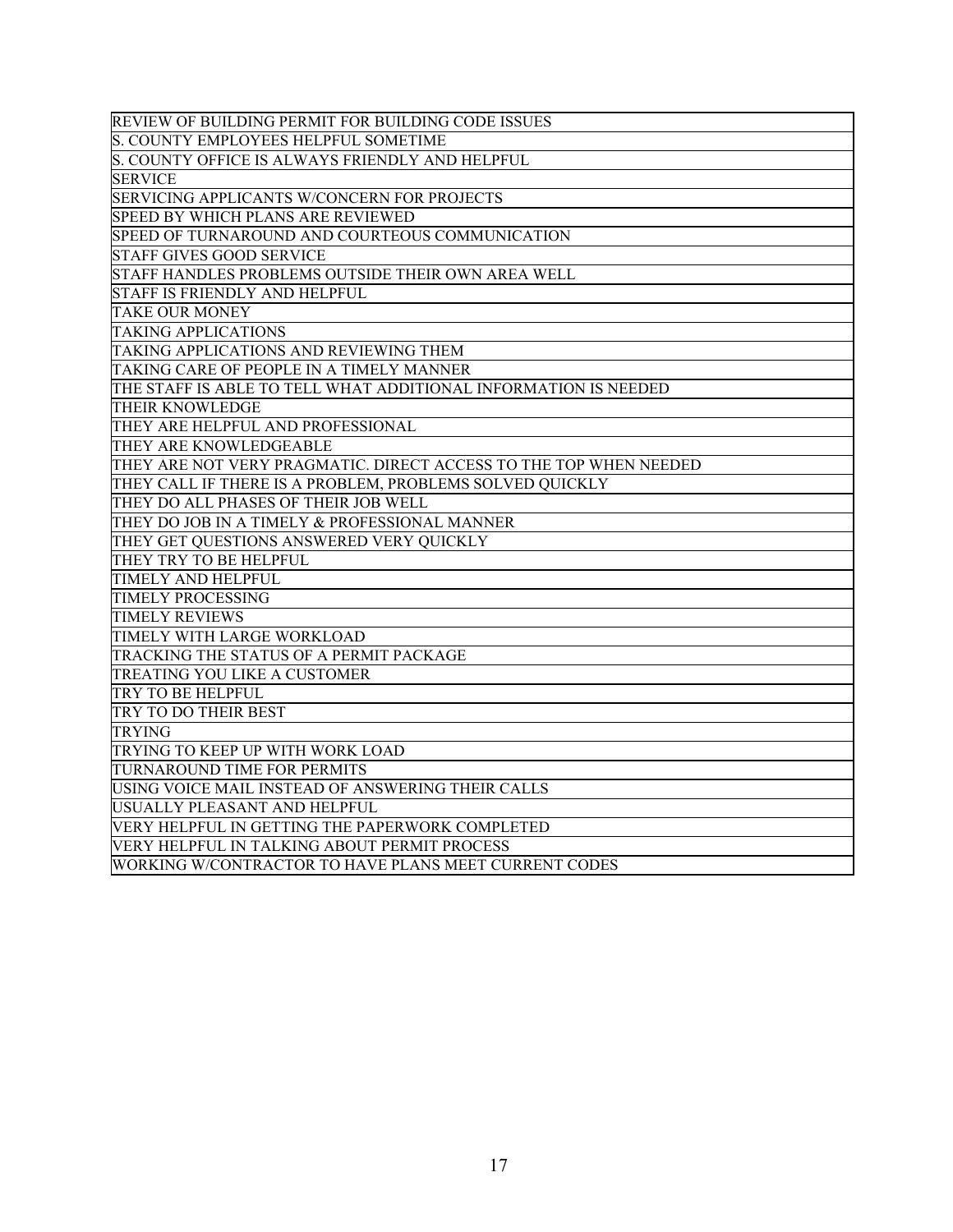| |
|---|
| REVIEW OF BUILDING PERMIT FOR BUILDING CODE ISSUES |
| S. COUNTY EMPLOYEES HELPFUL SOMETIME |
| S. COUNTY OFFICE IS ALWAYS FRIENDLY AND HELPFUL |
| SERVICE |
| SERVICING APPLICANTS W/CONCERN FOR PROJECTS |
| SPEED BY WHICH PLANS ARE REVIEWED |
| SPEED OF TURNAROUND AND COURTEOUS COMMUNICATION |
| STAFF GIVES GOOD SERVICE |
| STAFF HANDLES PROBLEMS OUTSIDE THEIR OWN AREA WELL |
| STAFF IS FRIENDLY AND HELPFUL |
| TAKE OUR MONEY |
| TAKING APPLICATIONS |
| TAKING APPLICATIONS AND REVIEWING THEM |
| TAKING CARE OF PEOPLE IN A TIMELY MANNER |
| THE STAFF IS ABLE TO TELL WHAT ADDITIONAL INFORMATION IS NEEDED |
| THEIR KNOWLEDGE |
| THEY ARE HELPFUL AND PROFESSIONAL |
| THEY ARE KNOWLEDGEABLE |
| THEY ARE NOT VERY PRAGMATIC. DIRECT ACCESS TO THE TOP WHEN NEEDED |
| THEY CALL IF THERE IS A PROBLEM, PROBLEMS SOLVED QUICKLY |
| THEY DO ALL PHASES OF THEIR JOB WELL |
| THEY DO JOB IN A TIMELY & PROFESSIONAL MANNER |
| THEY GET QUESTIONS ANSWERED VERY QUICKLY |
| THEY TRY TO BE HELPFUL |
| TIMELY AND HELPFUL |
| TIMELY PROCESSING |
| TIMELY REVIEWS |
| TIMELY WITH LARGE WORKLOAD |
| TRACKING THE STATUS OF A PERMIT PACKAGE |
| TREATING YOU LIKE A CUSTOMER |
| TRY TO BE HELPFUL |
| TRY TO DO THEIR BEST |
| TRYING |
| TRYING TO KEEP UP WITH WORK LOAD |
| TURNAROUND TIME FOR PERMITS |
| USING VOICE MAIL INSTEAD OF ANSWERING THEIR CALLS |
| USUALLY PLEASANT AND HELPFUL |
| VERY HELPFUL IN GETTING THE PAPERWORK COMPLETED |
| VERY HELPFUL IN TALKING ABOUT PERMIT PROCESS |
| WORKING W/CONTRACTOR TO HAVE PLANS MEET CURRENT CODES |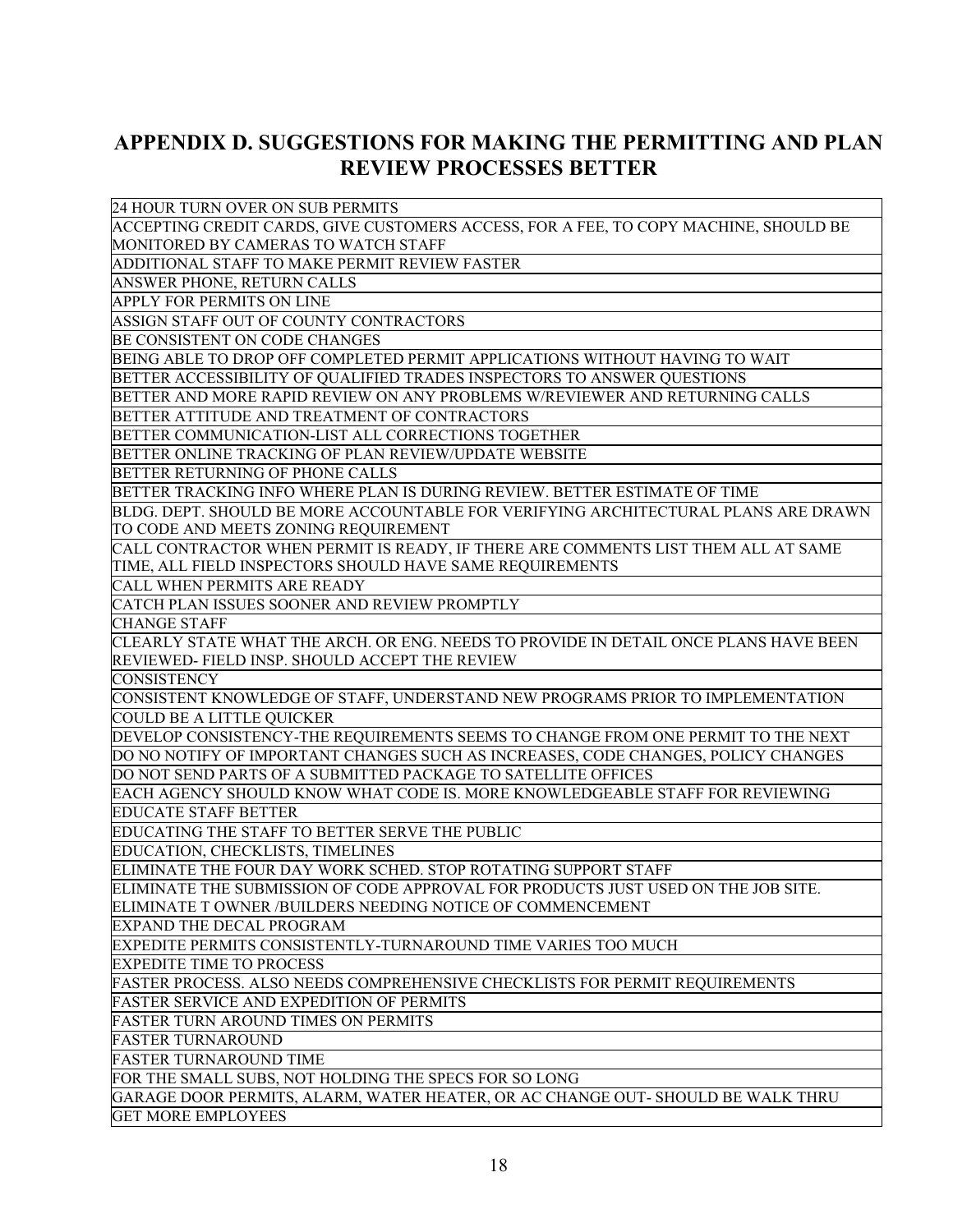# APPENDIX D. SUGGESTIONS FOR MAKING THE PERMITTING AND PLAN REVIEW PROCESSES BETTER

| |
|---|
| 24 HOUR TURN OVER ON SUB PERMITS |
| ACCEPTING CREDIT CARDS, GIVE CUSTOMERS ACCESS, FOR A FEE, TO COPY MACHINE, SHOULD BE MONITORED BY CAMERAS TO WATCH STAFF |
| ADDITIONAL STAFF TO MAKE PERMIT REVIEW FASTER |
| ANSWER PHONE, RETURN CALLS |
| APPLY FOR PERMITS ON LINE |
| ASSIGN STAFF OUT OF COUNTY CONTRACTORS |
| BE CONSISTENT ON CODE CHANGES |
| BEING ABLE TO DROP OFF COMPLETED PERMIT APPLICATIONS WITHOUT HAVING TO WAIT |
| BETTER ACCESSIBILITY OF QUALIFIED TRADES INSPECTORS TO ANSWER QUESTIONS |
| BETTER AND MORE RAPID REVIEW ON ANY PROBLEMS W/REVIEWER AND RETURNING CALLS |
| BETTER ATTITUDE AND TREATMENT OF CONTRACTORS |
| BETTER COMMUNICATION-LIST ALL CORRECTIONS TOGETHER |
| BETTER ONLINE TRACKING OF PLAN REVIEW/UPDATE WEBSITE |
| BETTER RETURNING OF PHONE CALLS |
| BETTER TRACKING INFO WHERE PLAN IS DURING REVIEW. BETTER ESTIMATE OF TIME |
| BLDG. DEPT. SHOULD BE MORE ACCOUNTABLE FOR VERIFYING ARCHITECTURAL PLANS ARE DRAWN TO CODE AND MEETS ZONING REQUIREMENT |
| CALL CONTRACTOR WHEN PERMIT IS READY, IF THERE ARE COMMENTS LIST THEM ALL AT SAME TIME, ALL FIELD INSPECTORS SHOULD HAVE SAME REQUIREMENTS |
| CALL WHEN PERMITS ARE READY |
| CATCH PLAN ISSUES SOONER AND REVIEW PROMPTLY |
| CHANGE STAFF |
| CLEARLY STATE WHAT THE ARCH. OR ENG. NEEDS TO PROVIDE IN DETAIL ONCE PLANS HAVE BEEN REVIEWED- FIELD INSP. SHOULD ACCEPT THE REVIEW |
| CONSISTENCY |
| CONSISTENT KNOWLEDGE OF STAFF, UNDERSTAND NEW PROGRAMS PRIOR TO IMPLEMENTATION |
| COULD BE A LITTLE QUICKER |
| DEVELOP CONSISTENCY-THE REQUIREMENTS SEEMS TO CHANGE FROM ONE PERMIT TO THE NEXT |
| DO NO NOTIFY OF IMPORTANT CHANGES SUCH AS INCREASES, CODE CHANGES, POLICY CHANGES |
| DO NOT SEND PARTS OF A SUBMITTED PACKAGE TO SATELLITE OFFICES |
| EACH AGENCY SHOULD KNOW WHAT CODE IS. MORE KNOWLEDGEABLE STAFF FOR REVIEWING |
| EDUCATE STAFF BETTER |
| EDUCATING THE STAFF TO BETTER SERVE THE PUBLIC |
| EDUCATION, CHECKLISTS, TIMELINES |
| ELIMINATE THE FOUR DAY WORK SCHED. STOP ROTATING SUPPORT STAFF |
| ELIMINATE THE SUBMISSION OF CODE APPROVAL FOR PRODUCTS JUST USED ON THE JOB SITE. ELIMINATE T OWNER /BUILDERS NEEDING NOTICE OF COMMENCEMENT |
| EXPAND THE DECAL PROGRAM |
| EXPEDITE PERMITS CONSISTENTLY-TURNAROUND TIME VARIES TOO MUCH |
| EXPEDITE TIME TO PROCESS |
| FASTER PROCESS. ALSO NEEDS COMPREHENSIVE CHECKLISTS FOR PERMIT REQUIREMENTS |
| FASTER SERVICE AND EXPEDITION OF PERMITS |
| FASTER TURN AROUND TIMES ON PERMITS |
| FASTER TURNAROUND |
| FASTER TURNAROUND TIME |
| FOR THE SMALL SUBS, NOT HOLDING THE SPECS FOR SO LONG |
| GARAGE DOOR PERMITS, ALARM, WATER HEATER, OR AC CHANGE OUT- SHOULD BE WALK THRU |
| GET MORE EMPLOYEES |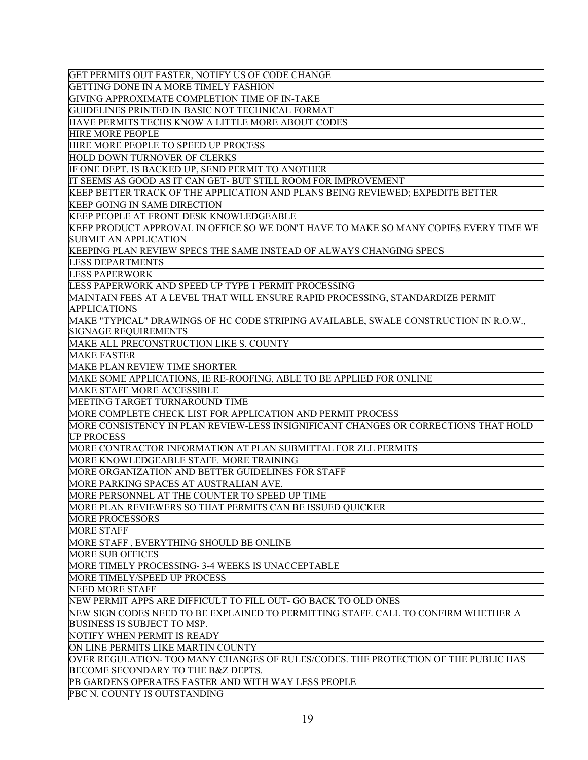| |
|---|
| GET PERMITS OUT FASTER, NOTIFY US OF CODE CHANGE |
| GETTING DONE IN A MORE TIMELY FASHION |
| GIVING APPROXIMATE COMPLETION TIME OF IN-TAKE |
| GUIDELINES PRINTED IN BASIC NOT TECHNICAL FORMAT |
| HAVE PERMITS TECHS KNOW A LITTLE MORE ABOUT CODES |
| HIRE MORE PEOPLE |
| HIRE MORE PEOPLE TO SPEED UP PROCESS |
| HOLD DOWN TURNOVER OF CLERKS |
| IF ONE DEPT. IS BACKED UP, SEND PERMIT TO ANOTHER |
| IT SEEMS AS GOOD AS IT CAN GET- BUT STILL ROOM FOR IMPROVEMENT |
| KEEP BETTER TRACK OF THE APPLICATION AND PLANS BEING REVIEWED; EXPEDITE BETTER |
| KEEP GOING IN SAME DIRECTION |
| KEEP PEOPLE AT FRONT DESK KNOWLEDGEABLE |
| KEEP PRODUCT APPROVAL IN OFFICE SO WE DON'T HAVE TO MAKE SO MANY COPIES EVERY TIME WE SUBMIT AN APPLICATION |
| KEEPING PLAN REVIEW SPECS THE SAME INSTEAD OF ALWAYS CHANGING SPECS |
| LESS DEPARTMENTS |
| LESS PAPERWORK |
| LESS PAPERWORK AND SPEED UP TYPE 1 PERMIT PROCESSING |
| MAINTAIN FEES AT A LEVEL THAT WILL ENSURE RAPID PROCESSING, STANDARDIZE PERMIT APPLICATIONS |
| MAKE "TYPICAL" DRAWINGS OF HC CODE STRIPING AVAILABLE, SWALE CONSTRUCTION IN R.O.W., SIGNAGE REQUIREMENTS |
| MAKE ALL PRECONSTRUCTION LIKE S. COUNTY |
| MAKE FASTER |
| MAKE PLAN REVIEW TIME SHORTER |
| MAKE SOME APPLICATIONS, IE RE-ROOFING, ABLE TO BE APPLIED FOR ONLINE |
| MAKE STAFF MORE ACCESSIBLE |
| MEETING TARGET TURNAROUND TIME |
| MORE COMPLETE CHECK LIST FOR APPLICATION AND PERMIT PROCESS |
| MORE CONSISTENCY IN PLAN REVIEW-LESS INSIGNIFICANT CHANGES OR CORRECTIONS THAT HOLD UP PROCESS |
| MORE CONTRACTOR INFORMATION AT PLAN SUBMITTAL FOR ZLL PERMITS |
| MORE KNOWLEDGEABLE STAFF. MORE TRAINING |
| MORE ORGANIZATION AND BETTER GUIDELINES FOR STAFF |
| MORE PARKING SPACES AT AUSTRALIAN AVE. |
| MORE PERSONNEL AT THE COUNTER TO SPEED UP TIME |
| MORE PLAN REVIEWERS SO THAT PERMITS CAN BE ISSUED QUICKER |
| MORE PROCESSORS |
| MORE STAFF |
| MORE STAFF , EVERYTHING SHOULD BE ONLINE |
| MORE SUB OFFICES |
| MORE TIMELY PROCESSING- 3-4 WEEKS IS UNACCEPTABLE |
| MORE TIMELY/SPEED UP PROCESS |
| NEED MORE STAFF |
| NEW PERMIT APPS ARE DIFFICULT TO FILL OUT- GO BACK TO OLD ONES |
| NEW SIGN CODES NEED TO BE EXPLAINED TO PERMITTING STAFF. CALL TO CONFIRM WHETHER A BUSINESS IS SUBJECT TO MSP. |
| NOTIFY WHEN PERMIT IS READY |
| ON LINE PERMITS LIKE MARTIN COUNTY |
| OVER REGULATION- TOO MANY CHANGES OF RULES/CODES. THE PROTECTION OF THE PUBLIC HAS BECOME SECONDARY TO THE B&Z DEPTS. |
| PB GARDENS OPERATES FASTER AND WITH WAY LESS PEOPLE |
| PBC N. COUNTY IS OUTSTANDING |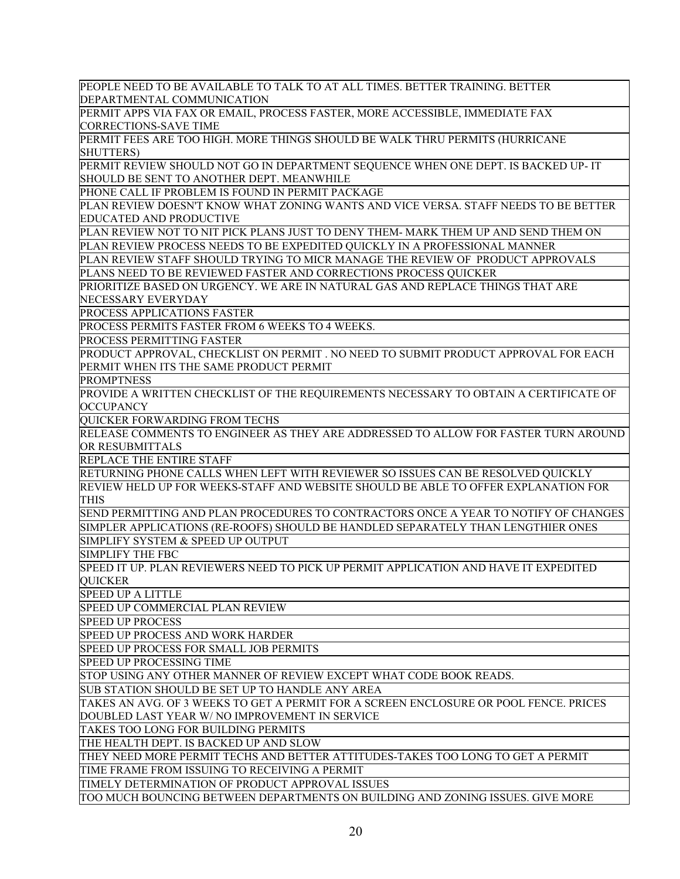| |
|---|
| PEOPLE NEED TO BE AVAILABLE TO TALK TO AT ALL TIMES. BETTER TRAINING. BETTER DEPARTMENTAL COMMUNICATION |
| PERMIT APPS VIA FAX OR EMAIL, PROCESS FASTER, MORE ACCESSIBLE, IMMEDIATE FAX CORRECTIONS-SAVE TIME |
| PERMIT FEES ARE TOO HIGH. MORE THINGS SHOULD BE WALK THRU PERMITS (HURRICANE SHUTTERS) |
| PERMIT REVIEW SHOULD NOT GO IN DEPARTMENT SEQUENCE WHEN ONE DEPT. IS BACKED UP- IT SHOULD BE SENT TO ANOTHER DEPT. MEANWHILE |
| PHONE CALL IF PROBLEM IS FOUND IN PERMIT PACKAGE |
| PLAN REVIEW DOESN'T KNOW WHAT ZONING WANTS AND VICE VERSA. STAFF NEEDS TO BE BETTER EDUCATED AND PRODUCTIVE |
| PLAN REVIEW NOT TO NIT PICK PLANS JUST TO DENY THEM- MARK THEM UP AND SEND THEM ON |
| PLAN REVIEW PROCESS NEEDS TO BE EXPEDITED QUICKLY IN A PROFESSIONAL MANNER |
| PLAN REVIEW STAFF SHOULD TRYING TO MICR MANAGE THE REVIEW OF PRODUCT APPROVALS |
| PLANS NEED TO BE REVIEWED FASTER AND CORRECTIONS PROCESS QUICKER |
| PRIORITIZE BASED ON URGENCY. WE ARE IN NATURAL GAS AND REPLACE THINGS THAT ARE NECESSARY EVERYDAY |
| PROCESS APPLICATIONS FASTER |
| PROCESS PERMITS FASTER FROM 6 WEEKS TO 4 WEEKS. |
| PROCESS PERMITTING FASTER |
| PRODUCT APPROVAL, CHECKLIST ON PERMIT . NO NEED TO SUBMIT PRODUCT APPROVAL FOR EACH PERMIT WHEN ITS THE SAME PRODUCT PERMIT |
| PROMPTNESS |
| PROVIDE A WRITTEN CHECKLIST OF THE REQUIREMENTS NECESSARY TO OBTAIN A CERTIFICATE OF OCCUPANCY |
| QUICKER FORWARDING FROM TECHS |
| RELEASE COMMENTS TO ENGINEER AS THEY ARE ADDRESSED TO ALLOW FOR FASTER TURN AROUND OR RESUBMITTALS |
| REPLACE THE ENTIRE STAFF |
| RETURNING PHONE CALLS WHEN LEFT WITH REVIEWER SO ISSUES CAN BE RESOLVED QUICKLY |
| REVIEW HELD UP FOR WEEKS-STAFF AND WEBSITE SHOULD BE ABLE TO OFFER EXPLANATION FOR THIS |
| SEND PERMITTING AND PLAN PROCEDURES TO CONTRACTORS ONCE A YEAR TO NOTIFY OF CHANGES |
| SIMPLER APPLICATIONS (RE-ROOFS) SHOULD BE HANDLED SEPARATELY THAN LENGTHIER ONES |
| SIMPLIFY SYSTEM & SPEED UP OUTPUT |
| SIMPLIFY THE FBC |
| SPEED IT UP. PLAN REVIEWERS NEED TO PICK UP PERMIT APPLICATION AND HAVE IT EXPEDITED QUICKER |
| SPEED UP A LITTLE |
| SPEED UP COMMERCIAL PLAN REVIEW |
| SPEED UP PROCESS |
| SPEED UP PROCESS AND WORK HARDER |
| SPEED UP PROCESS FOR SMALL JOB PERMITS |
| SPEED UP PROCESSING TIME |
| STOP USING ANY OTHER MANNER OF REVIEW EXCEPT WHAT CODE BOOK READS. |
| SUB STATION SHOULD BE SET UP TO HANDLE ANY AREA |
| TAKES AN AVG. OF 3 WEEKS TO GET A PERMIT FOR A SCREEN ENCLOSURE OR POOL FENCE. PRICES DOUBLED LAST YEAR W/ NO IMPROVEMENT IN SERVICE |
| TAKES TOO LONG FOR BUILDING PERMITS |
| THE HEALTH DEPT. IS BACKED UP AND SLOW |
| THEY NEED MORE PERMIT TECHS AND BETTER ATTITUDES-TAKES TOO LONG TO GET A PERMIT |
| TIME FRAME FROM ISSUING TO RECEIVING A PERMIT |
| TIMELY DETERMINATION OF PRODUCT APPROVAL ISSUES |
| TOO MUCH BOUNCING BETWEEN DEPARTMENTS ON BUILDING AND ZONING ISSUES. GIVE MORE |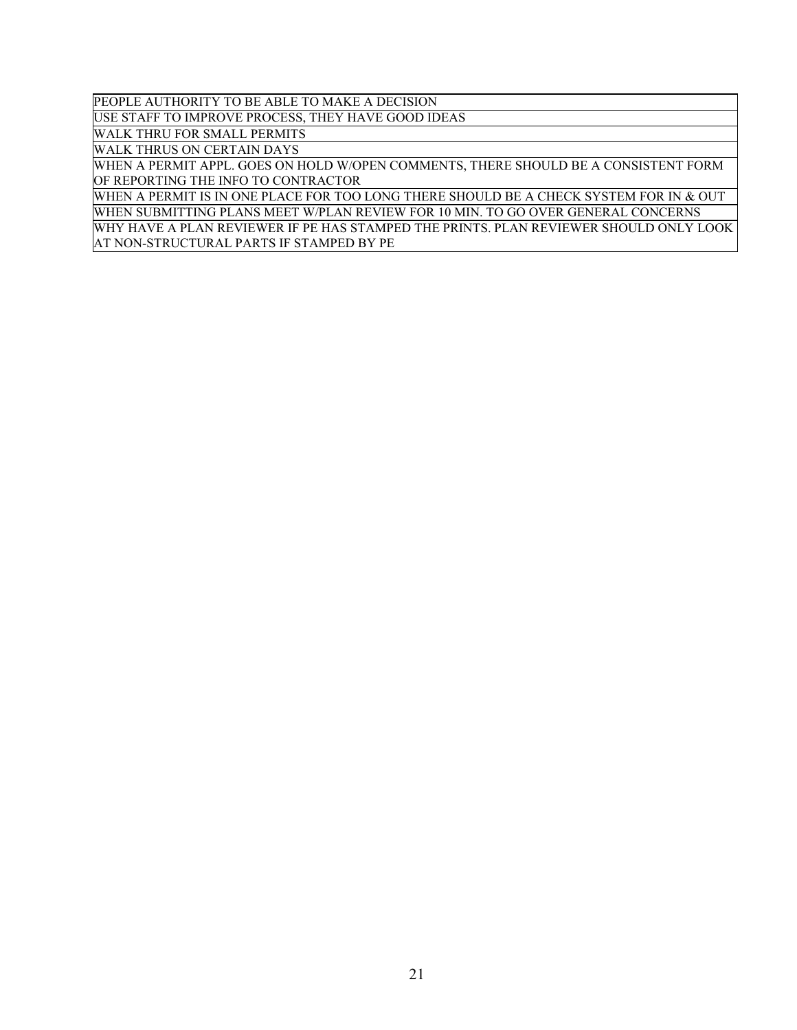| |
|---|
| PEOPLE AUTHORITY TO BE ABLE TO MAKE A DECISION |
| USE STAFF TO IMPROVE PROCESS, THEY HAVE GOOD IDEAS |
| WALK THRU FOR SMALL PERMITS |
| WALK THRUS ON CERTAIN DAYS |
| WHEN A PERMIT APPL. GOES ON HOLD W/OPEN COMMENTS, THERE SHOULD BE A CONSISTENT FORM OF REPORTING THE INFO TO CONTRACTOR |
| WHEN A PERMIT IS IN ONE PLACE FOR TOO LONG THERE SHOULD BE A CHECK SYSTEM FOR IN & OUT |
| WHEN SUBMITTING PLANS MEET W/PLAN REVIEW FOR 10 MIN. TO GO OVER GENERAL CONCERNS |
| WHY HAVE A PLAN REVIEWER IF PE HAS STAMPED THE PRINTS. PLAN REVIEWER SHOULD ONLY LOOK AT NON-STRUCTURAL PARTS IF STAMPED BY PE |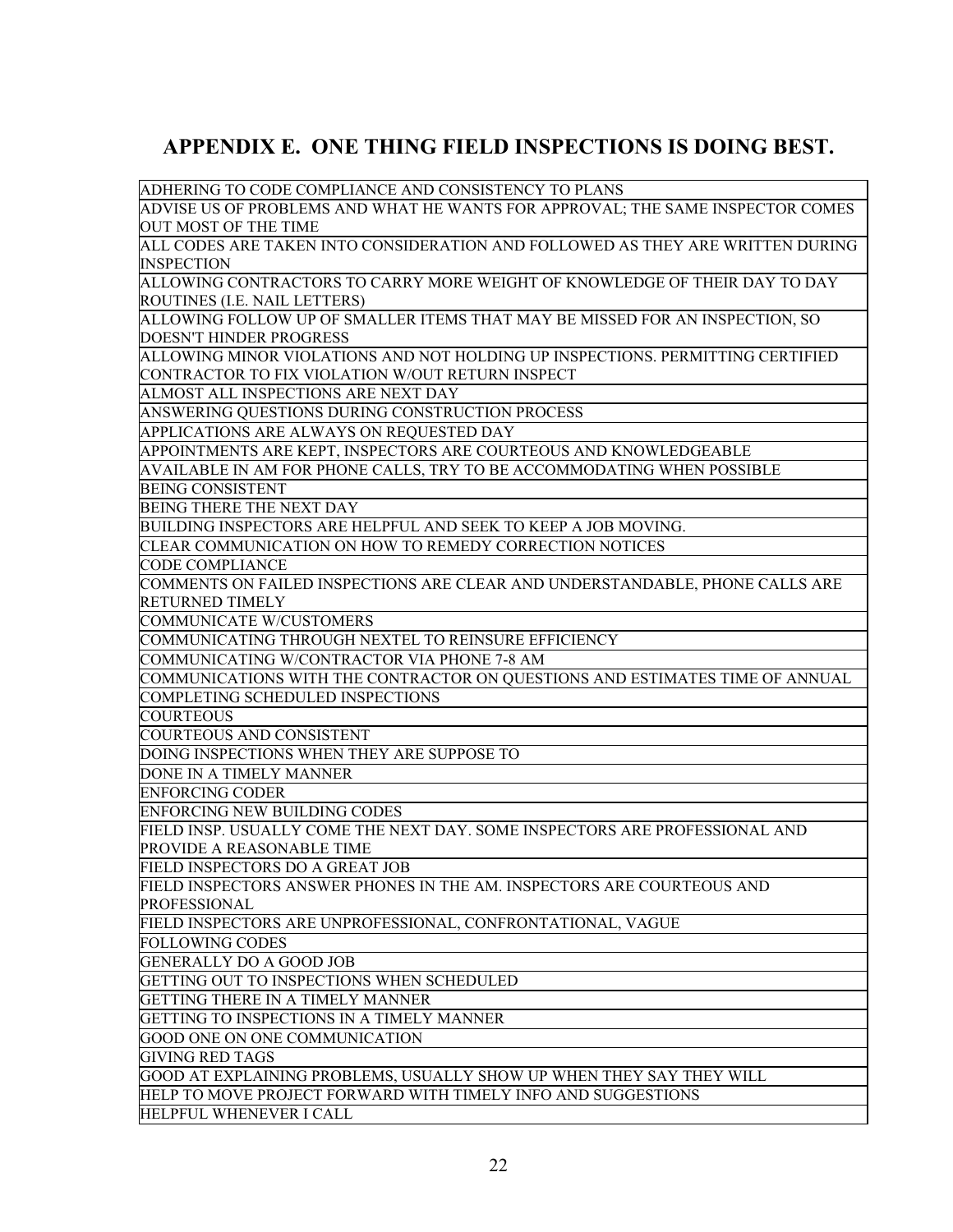## APPENDIX E. ONE THING FIELD INSPECTIONS IS DOING BEST.

| |
|---|
| ADHERING TO CODE COMPLIANCE AND CONSISTENCY TO PLANS |
| ADVISE US OF PROBLEMS AND WHAT HE WANTS FOR APPROVAL; THE SAME INSPECTOR COMES OUT MOST OF THE TIME |
| ALL CODES ARE TAKEN INTO CONSIDERATION AND FOLLOWED AS THEY ARE WRITTEN DURING INSPECTION |
| ALLOWING CONTRACTORS TO CARRY MORE WEIGHT OF KNOWLEDGE OF THEIR DAY TO DAY ROUTINES (I.E. NAIL LETTERS) |
| ALLOWING FOLLOW UP OF SMALLER ITEMS THAT MAY BE MISSED FOR AN INSPECTION, SO DOESN'T HINDER PROGRESS |
| ALLOWING MINOR VIOLATIONS AND NOT HOLDING UP INSPECTIONS. PERMITTING CERTIFIED CONTRACTOR TO FIX VIOLATION W/OUT RETURN INSPECT |
| ALMOST ALL INSPECTIONS ARE NEXT DAY |
| ANSWERING QUESTIONS DURING CONSTRUCTION PROCESS |
| APPLICATIONS ARE ALWAYS ON REQUESTED DAY |
| APPOINTMENTS ARE KEPT, INSPECTORS ARE COURTEOUS AND KNOWLEDGEABLE |
| AVAILABLE IN AM FOR PHONE CALLS, TRY TO BE ACCOMMODATING WHEN POSSIBLE |
| BEING CONSISTENT |
| BEING THERE THE NEXT DAY |
| BUILDING INSPECTORS ARE HELPFUL AND SEEK TO KEEP A JOB MOVING. |
| CLEAR COMMUNICATION ON HOW TO REMEDY CORRECTION NOTICES |
| CODE COMPLIANCE |
| COMMENTS ON FAILED INSPECTIONS ARE CLEAR AND UNDERSTANDABLE, PHONE CALLS ARE RETURNED TIMELY |
| COMMUNICATE W/CUSTOMERS |
| COMMUNICATING THROUGH NEXTEL TO REINSURE EFFICIENCY |
| COMMUNICATING W/CONTRACTOR VIA PHONE 7-8 AM |
| COMMUNICATIONS WITH THE CONTRACTOR ON QUESTIONS AND ESTIMATES TIME OF ANNUAL |
| COMPLETING SCHEDULED INSPECTIONS |
| COURTEOUS |
| COURTEOUS AND CONSISTENT |
| DOING INSPECTIONS WHEN THEY ARE SUPPOSE TO |
| DONE IN A TIMELY MANNER |
| ENFORCING CODER |
| ENFORCING NEW BUILDING CODES |
| FIELD INSP. USUALLY COME THE NEXT DAY. SOME INSPECTORS ARE PROFESSIONAL AND PROVIDE A REASONABLE TIME |
| FIELD INSPECTORS DO A GREAT JOB |
| FIELD INSPECTORS ANSWER PHONES IN THE AM. INSPECTORS ARE COURTEOUS AND PROFESSIONAL |
| FIELD INSPECTORS ARE UNPROFESSIONAL, CONFRONTATIONAL, VAGUE |
| FOLLOWING CODES |
| GENERALLY DO A GOOD JOB |
| GETTING OUT TO INSPECTIONS WHEN SCHEDULED |
| GETTING THERE IN A TIMELY MANNER |
| GETTING TO INSPECTIONS IN A TIMELY MANNER |
| GOOD ONE ON ONE COMMUNICATION |
| GIVING RED TAGS |
| GOOD AT EXPLAINING PROBLEMS, USUALLY SHOW UP WHEN THEY SAY THEY WILL |
| HELP TO MOVE PROJECT FORWARD WITH TIMELY INFO AND SUGGESTIONS |
| HELPFUL WHENEVER I CALL |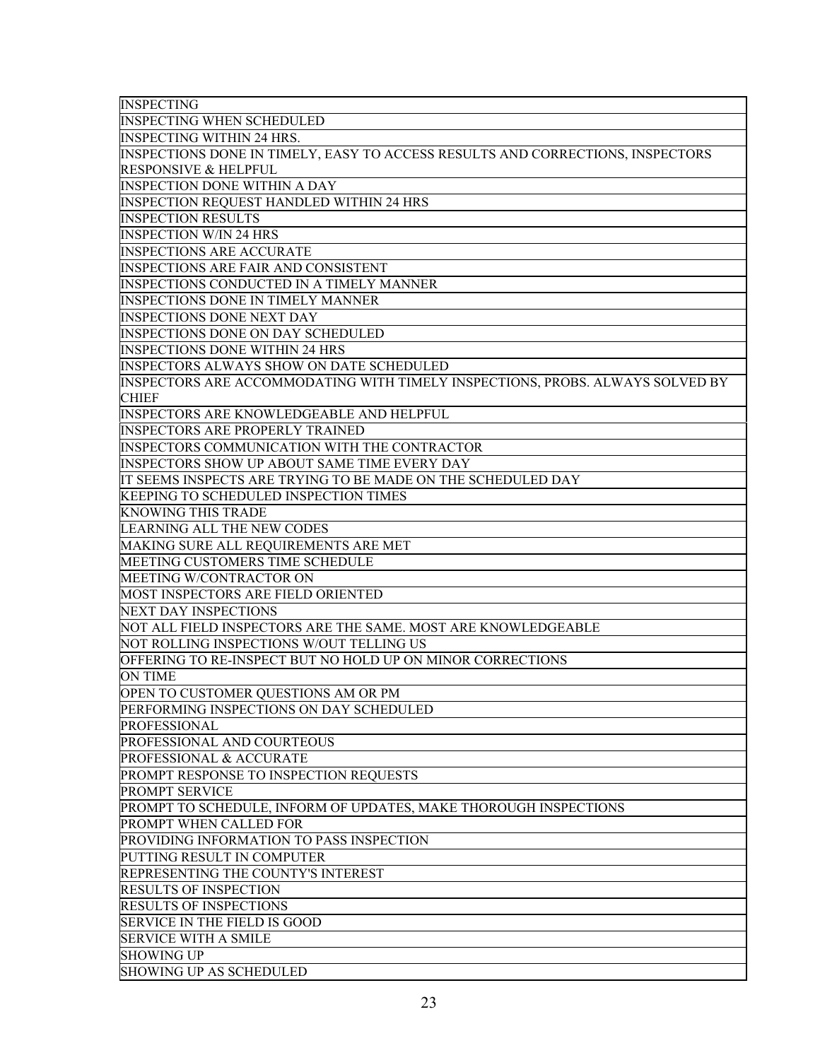| |
|---|
| INSPECTING |
| INSPECTING WHEN SCHEDULED |
| INSPECTING WITHIN 24 HRS. |
| INSPECTIONS DONE IN TIMELY, EASY TO ACCESS RESULTS AND CORRECTIONS, INSPECTORS RESPONSIVE & HELPFUL |
| INSPECTION DONE WITHIN A DAY |
| INSPECTION REQUEST HANDLED WITHIN 24 HRS |
| INSPECTION RESULTS |
| INSPECTION W/IN 24 HRS |
| INSPECTIONS ARE ACCURATE |
| INSPECTIONS ARE FAIR AND CONSISTENT |
| INSPECTIONS CONDUCTED IN A TIMELY MANNER |
| INSPECTIONS DONE IN TIMELY MANNER |
| INSPECTIONS DONE NEXT DAY |
| INSPECTIONS DONE ON DAY SCHEDULED |
| INSPECTIONS DONE WITHIN 24 HRS |
| INSPECTORS ALWAYS SHOW ON DATE SCHEDULED |
| INSPECTORS ARE ACCOMMODATING WITH TIMELY INSPECTIONS, PROBS. ALWAYS SOLVED BY CHIEF |
| INSPECTORS ARE KNOWLEDGEABLE AND HELPFUL |
| INSPECTORS ARE PROPERLY TRAINED |
| INSPECTORS COMMUNICATION WITH THE CONTRACTOR |
| INSPECTORS SHOW UP ABOUT SAME TIME EVERY DAY |
| IT SEEMS INSPECTS ARE TRYING TO BE MADE ON THE SCHEDULED DAY |
| KEEPING TO SCHEDULED INSPECTION TIMES |
| KNOWING THIS TRADE |
| LEARNING ALL THE NEW CODES |
| MAKING SURE ALL REQUIREMENTS ARE MET |
| MEETING CUSTOMERS TIME SCHEDULE |
| MEETING W/CONTRACTOR ON |
| MOST INSPECTORS ARE FIELD ORIENTED |
| NEXT DAY INSPECTIONS |
| NOT ALL FIELD INSPECTORS ARE THE SAME. MOST ARE KNOWLEDGEABLE |
| NOT ROLLING INSPECTIONS W/OUT TELLING US |
| OFFERING TO RE-INSPECT BUT NO HOLD UP ON MINOR CORRECTIONS |
| ON TIME |
| OPEN TO CUSTOMER QUESTIONS AM OR PM |
| PERFORMING INSPECTIONS ON DAY SCHEDULED |
| PROFESSIONAL |
| PROFESSIONAL AND COURTEOUS |
| PROFESSIONAL & ACCURATE |
| PROMPT RESPONSE TO INSPECTION REQUESTS |
| PROMPT SERVICE |
| PROMPT TO SCHEDULE, INFORM OF UPDATES, MAKE THOROUGH INSPECTIONS |
| PROMPT WHEN CALLED FOR |
| PROVIDING INFORMATION TO PASS INSPECTION |
| PUTTING RESULT IN COMPUTER |
| REPRESENTING THE COUNTY'S INTEREST |
| RESULTS OF INSPECTION |
| RESULTS OF INSPECTIONS |
| SERVICE IN THE FIELD IS GOOD |
| SERVICE WITH A SMILE |
| SHOWING UP |
| SHOWING UP AS SCHEDULED |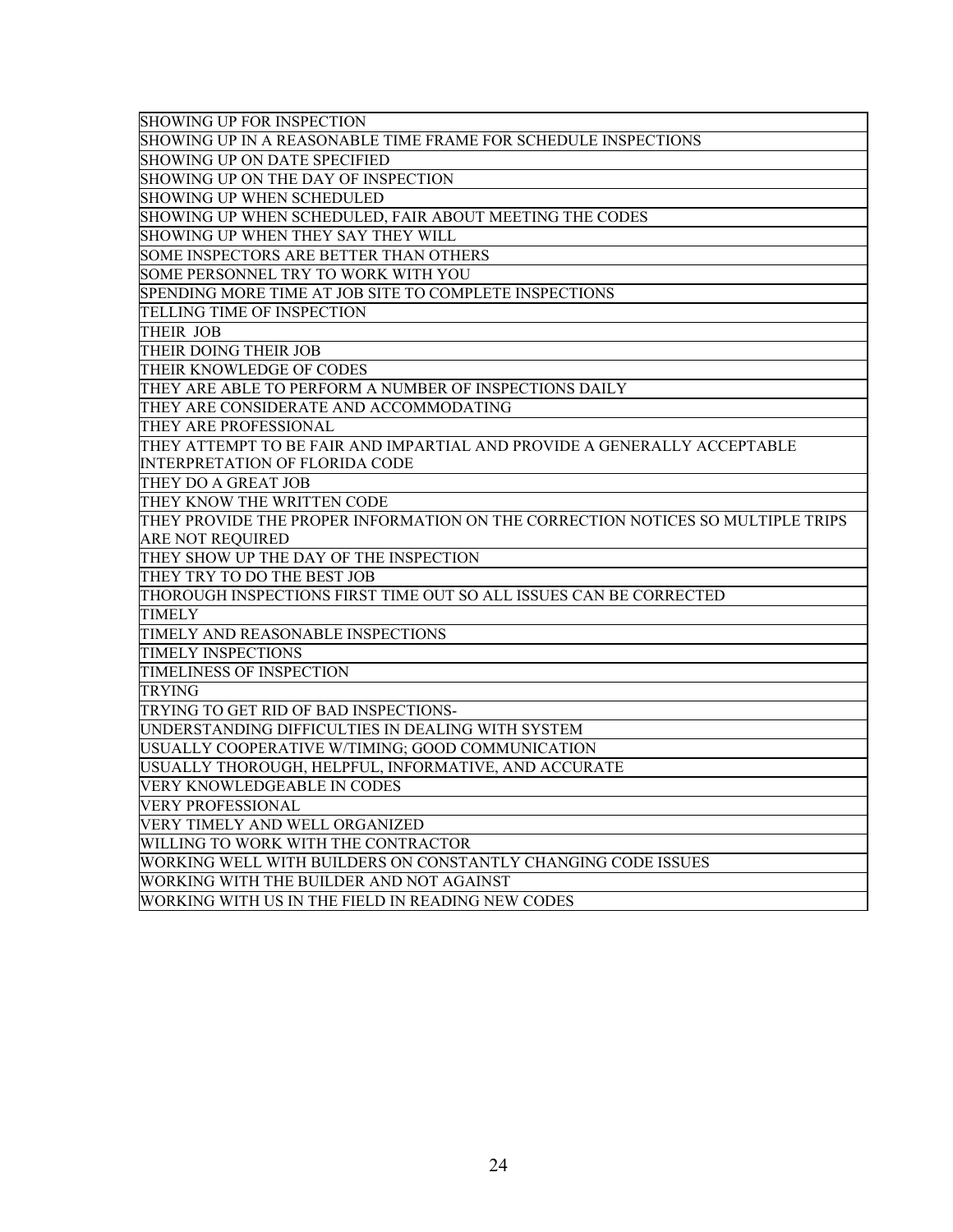| |
|---|
| SHOWING UP FOR INSPECTION |
| SHOWING UP IN A REASONABLE TIME FRAME FOR SCHEDULE INSPECTIONS |
| SHOWING UP ON DATE SPECIFIED |
| SHOWING UP ON THE DAY OF INSPECTION |
| SHOWING UP WHEN SCHEDULED |
| SHOWING UP WHEN SCHEDULED, FAIR ABOUT MEETING THE CODES |
| SHOWING UP WHEN THEY SAY THEY WILL |
| SOME INSPECTORS ARE BETTER THAN OTHERS |
| SOME PERSONNEL TRY TO WORK WITH YOU |
| SPENDING MORE TIME AT JOB SITE TO COMPLETE INSPECTIONS |
| TELLING TIME OF INSPECTION |
| THEIR JOB |
| THEIR DOING THEIR JOB |
| THEIR KNOWLEDGE OF CODES |
| THEY ARE ABLE TO PERFORM A NUMBER OF INSPECTIONS DAILY |
| THEY ARE CONSIDERATE AND ACCOMMODATING |
| THEY ARE PROFESSIONAL |
| THEY ATTEMPT TO BE FAIR AND IMPARTIAL AND PROVIDE A GENERALLY ACCEPTABLE INTERPRETATION OF FLORIDA CODE |
| THEY DO A GREAT JOB |
| THEY KNOW THE WRITTEN CODE |
| THEY PROVIDE THE PROPER INFORMATION ON THE CORRECTION NOTICES SO MULTIPLE TRIPS ARE NOT REQUIRED |
| THEY SHOW UP THE DAY OF THE INSPECTION |
| THEY TRY TO DO THE BEST JOB |
| THOROUGH INSPECTIONS FIRST TIME OUT SO ALL ISSUES CAN BE CORRECTED |
| TIMELY |
| TIMELY AND REASONABLE INSPECTIONS |
| TIMELY INSPECTIONS |
| TIMELINESS OF INSPECTION |
| TRYING |
| TRYING TO GET RID OF BAD INSPECTIONS- |
| UNDERSTANDING DIFFICULTIES IN DEALING WITH SYSTEM |
| USUALLY COOPERATIVE W/TIMING; GOOD COMMUNICATION |
| USUALLY THOROUGH, HELPFUL, INFORMATIVE, AND ACCURATE |
| VERY KNOWLEDGEABLE IN CODES |
| VERY PROFESSIONAL |
| VERY TIMELY AND WELL ORGANIZED |
| WILLING TO WORK WITH THE CONTRACTOR |
| WORKING WELL WITH BUILDERS ON CONSTANTLY CHANGING CODE ISSUES |
| WORKING WITH THE BUILDER AND NOT AGAINST |
| WORKING WITH US IN THE FIELD IN READING NEW CODES |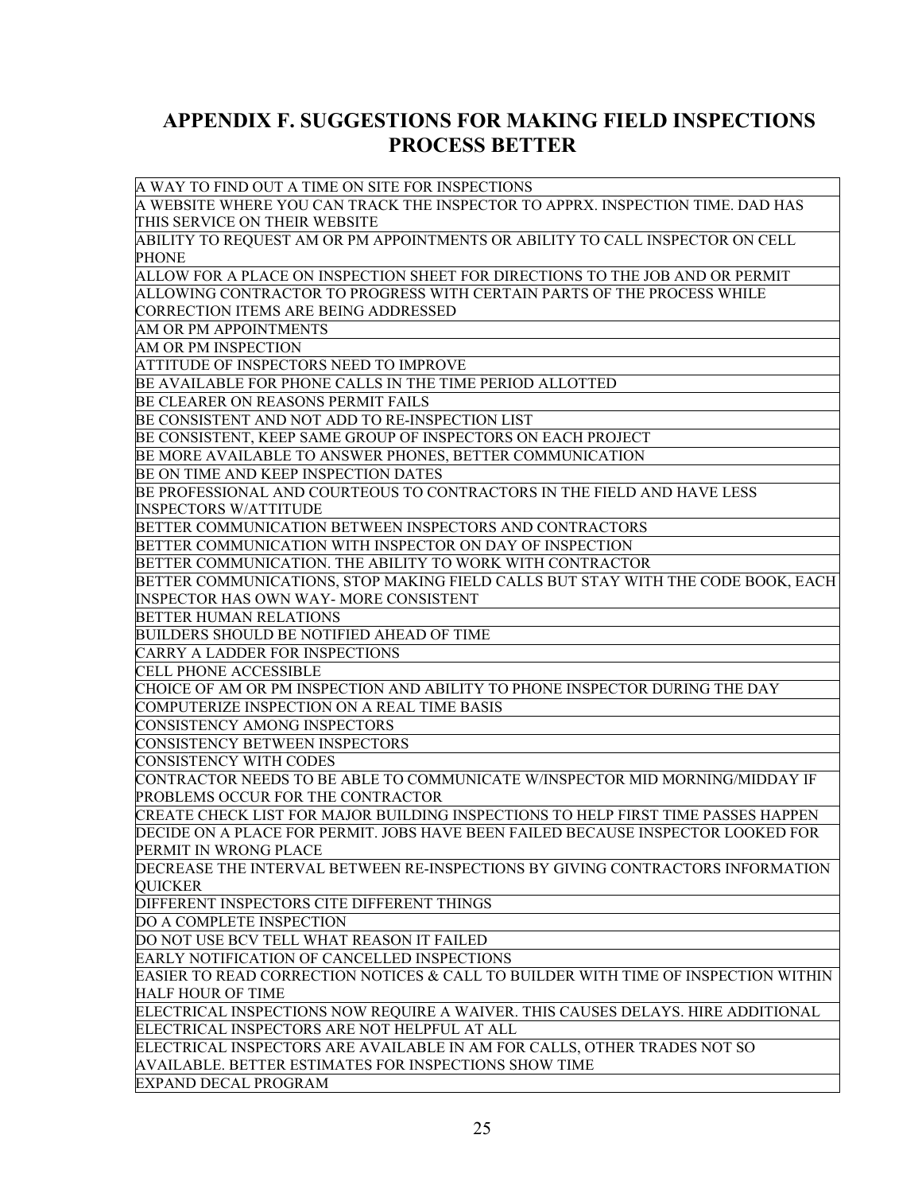# APPENDIX F. SUGGESTIONS FOR MAKING FIELD INSPECTIONS PROCESS BETTER

| |
|---|
| A WAY TO FIND OUT A TIME ON SITE FOR INSPECTIONS |
| A WEBSITE WHERE YOU CAN TRACK THE INSPECTOR TO APPRX. INSPECTION TIME. DAD HAS THIS SERVICE ON THEIR WEBSITE |
| ABILITY TO REQUEST AM OR PM APPOINTMENTS OR ABILITY TO CALL INSPECTOR ON CELL PHONE |
| ALLOW FOR A PLACE ON INSPECTION SHEET FOR DIRECTIONS TO THE JOB AND OR PERMIT |
| ALLOWING CONTRACTOR TO PROGRESS WITH CERTAIN PARTS OF THE PROCESS WHILE CORRECTION ITEMS ARE BEING ADDRESSED |
| AM OR PM APPOINTMENTS |
| AM OR PM INSPECTION |
| ATTITUDE OF INSPECTORS NEED TO IMPROVE |
| BE AVAILABLE FOR PHONE CALLS IN THE TIME PERIOD ALLOTTED |
| BE CLEARER ON REASONS PERMIT FAILS |
| BE CONSISTENT AND NOT ADD TO RE-INSPECTION LIST |
| BE CONSISTENT, KEEP SAME GROUP OF INSPECTORS ON EACH PROJECT |
| BE MORE AVAILABLE TO ANSWER PHONES, BETTER COMMUNICATION |
| BE ON TIME AND KEEP INSPECTION DATES |
| BE PROFESSIONAL AND COURTEOUS TO CONTRACTORS IN THE FIELD AND HAVE LESS INSPECTORS W/ATTITUDE |
| BETTER COMMUNICATION BETWEEN INSPECTORS AND CONTRACTORS |
| BETTER COMMUNICATION WITH INSPECTOR ON DAY OF INSPECTION |
| BETTER COMMUNICATION. THE ABILITY TO WORK WITH CONTRACTOR |
| BETTER COMMUNICATIONS, STOP MAKING FIELD CALLS BUT STAY WITH THE CODE BOOK, EACH INSPECTOR HAS OWN WAY- MORE CONSISTENT |
| BETTER HUMAN RELATIONS |
| BUILDERS SHOULD BE NOTIFIED AHEAD OF TIME |
| CARRY A LADDER FOR INSPECTIONS |
| CELL PHONE ACCESSIBLE |
| CHOICE OF AM OR PM INSPECTION AND ABILITY TO PHONE INSPECTOR DURING THE DAY |
| COMPUTERIZE INSPECTION ON A REAL TIME BASIS |
| CONSISTENCY AMONG INSPECTORS |
| CONSISTENCY BETWEEN INSPECTORS |
| CONSISTENCY WITH CODES |
| CONTRACTOR NEEDS TO BE ABLE TO COMMUNICATE W/INSPECTOR MID MORNING/MIDDAY IF PROBLEMS OCCUR FOR THE CONTRACTOR |
| CREATE CHECK LIST FOR MAJOR BUILDING INSPECTIONS TO HELP FIRST TIME PASSES HAPPEN |
| DECIDE ON A PLACE FOR PERMIT. JOBS HAVE BEEN FAILED BECAUSE INSPECTOR LOOKED FOR PERMIT IN WRONG PLACE |
| DECREASE THE INTERVAL BETWEEN RE-INSPECTIONS BY GIVING CONTRACTORS INFORMATION QUICKER |
| DIFFERENT INSPECTORS CITE DIFFERENT THINGS |
| DO A COMPLETE INSPECTION |
| DO NOT USE BCV TELL WHAT REASON IT FAILED |
| EARLY NOTIFICATION OF CANCELLED INSPECTIONS |
| EASIER TO READ CORRECTION NOTICES & CALL TO BUILDER WITH TIME OF INSPECTION WITHIN HALF HOUR OF TIME |
| ELECTRICAL INSPECTIONS NOW REQUIRE A WAIVER. THIS CAUSES DELAYS. HIRE ADDITIONAL |
| ELECTRICAL INSPECTORS ARE NOT HELPFUL AT ALL |
| ELECTRICAL INSPECTORS ARE AVAILABLE IN AM FOR CALLS, OTHER TRADES NOT SO AVAILABLE. BETTER ESTIMATES FOR INSPECTIONS SHOW TIME |
| EXPAND DECAL PROGRAM |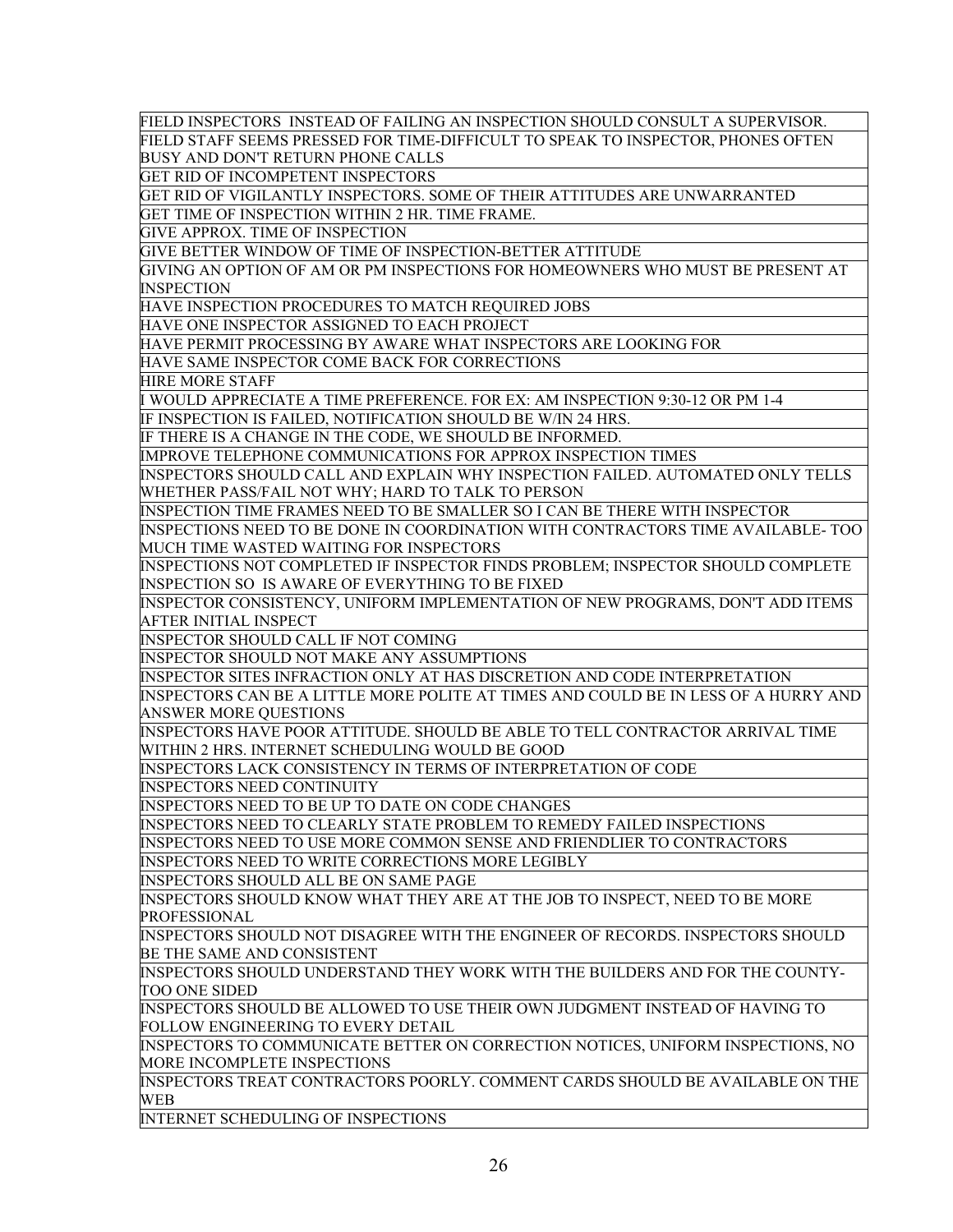| |
|---|
| FIELD INSPECTORS INSTEAD OF FAILING AN INSPECTION SHOULD CONSULT A SUPERVISOR. |
| FIELD STAFF SEEMS PRESSED FOR TIME-DIFFICULT TO SPEAK TO INSPECTOR, PHONES OFTEN BUSY AND DON'T RETURN PHONE CALLS |
| GET RID OF INCOMPETENT INSPECTORS |
| GET RID OF VIGILANTLY INSPECTORS. SOME OF THEIR ATTITUDES ARE UNWARRANTED |
| GET TIME OF INSPECTION WITHIN 2 HR. TIME FRAME. |
| GIVE APPROX. TIME OF INSPECTION |
| GIVE BETTER WINDOW OF TIME OF INSPECTION-BETTER ATTITUDE |
| GIVING AN OPTION OF AM OR PM INSPECTIONS FOR HOMEOWNERS WHO MUST BE PRESENT AT INSPECTION |
| HAVE INSPECTION PROCEDURES TO MATCH REQUIRED JOBS |
| HAVE ONE INSPECTOR ASSIGNED TO EACH PROJECT |
| HAVE PERMIT PROCESSING BY AWARE WHAT INSPECTORS ARE LOOKING FOR |
| HAVE SAME INSPECTOR COME BACK FOR CORRECTIONS |
| HIRE MORE STAFF |
| I WOULD APPRECIATE A TIME PREFERENCE. FOR EX: AM INSPECTION 9:30-12 OR PM 1-4 |
| IF INSPECTION IS FAILED, NOTIFICATION SHOULD BE W/IN 24 HRS. |
| IF THERE IS A CHANGE IN THE CODE, WE SHOULD BE INFORMED. |
| IMPROVE TELEPHONE COMMUNICATIONS FOR APPROX INSPECTION TIMES |
| INSPECTORS SHOULD CALL AND EXPLAIN WHY INSPECTION FAILED. AUTOMATED ONLY TELLS WHETHER PASS/FAIL NOT WHY; HARD TO TALK TO PERSON |
| INSPECTION TIME FRAMES NEED TO BE SMALLER SO I CAN BE THERE WITH INSPECTOR |
| INSPECTIONS NEED TO BE DONE IN COORDINATION WITH CONTRACTORS TIME AVAILABLE- TOO MUCH TIME WASTED WAITING FOR INSPECTORS |
| INSPECTIONS NOT COMPLETED IF INSPECTOR FINDS PROBLEM; INSPECTOR SHOULD COMPLETE INSPECTION SO IS AWARE OF EVERYTHING TO BE FIXED |
| INSPECTOR CONSISTENCY, UNIFORM IMPLEMENTATION OF NEW PROGRAMS, DON'T ADD ITEMS AFTER INITIAL INSPECT |
| INSPECTOR SHOULD CALL IF NOT COMING |
| INSPECTOR SHOULD NOT MAKE ANY ASSUMPTIONS |
| INSPECTOR SITES INFRACTION ONLY AT HAS DISCRETION AND CODE INTERPRETATION |
| INSPECTORS CAN BE A LITTLE MORE POLITE AT TIMES AND COULD BE IN LESS OF A HURRY AND ANSWER MORE QUESTIONS |
| INSPECTORS HAVE POOR ATTITUDE. SHOULD BE ABLE TO TELL CONTRACTOR ARRIVAL TIME WITHIN 2 HRS. INTERNET SCHEDULING WOULD BE GOOD |
| INSPECTORS LACK CONSISTENCY IN TERMS OF INTERPRETATION OF CODE |
| INSPECTORS NEED CONTINUITY |
| INSPECTORS NEED TO BE UP TO DATE ON CODE CHANGES |
| INSPECTORS NEED TO CLEARLY STATE PROBLEM TO REMEDY FAILED INSPECTIONS |
| INSPECTORS NEED TO USE MORE COMMON SENSE AND FRIENDLIER TO CONTRACTORS |
| INSPECTORS NEED TO WRITE CORRECTIONS MORE LEGIBLY |
| INSPECTORS SHOULD ALL BE ON SAME PAGE |
| INSPECTORS SHOULD KNOW WHAT THEY ARE AT THE JOB TO INSPECT, NEED TO BE MORE PROFESSIONAL |
| INSPECTORS SHOULD NOT DISAGREE WITH THE ENGINEER OF RECORDS. INSPECTORS SHOULD BE THE SAME AND CONSISTENT |
| INSPECTORS SHOULD UNDERSTAND THEY WORK WITH THE BUILDERS AND FOR THE COUNTY- TOO ONE SIDED |
| INSPECTORS SHOULD BE ALLOWED TO USE THEIR OWN JUDGMENT INSTEAD OF HAVING TO FOLLOW ENGINEERING TO EVERY DETAIL |
| INSPECTORS TO COMMUNICATE BETTER ON CORRECTION NOTICES, UNIFORM INSPECTIONS, NO MORE INCOMPLETE INSPECTIONS |
| INSPECTORS TREAT CONTRACTORS POORLY. COMMENT CARDS SHOULD BE AVAILABLE ON THE WEB |
| INTERNET SCHEDULING OF INSPECTIONS |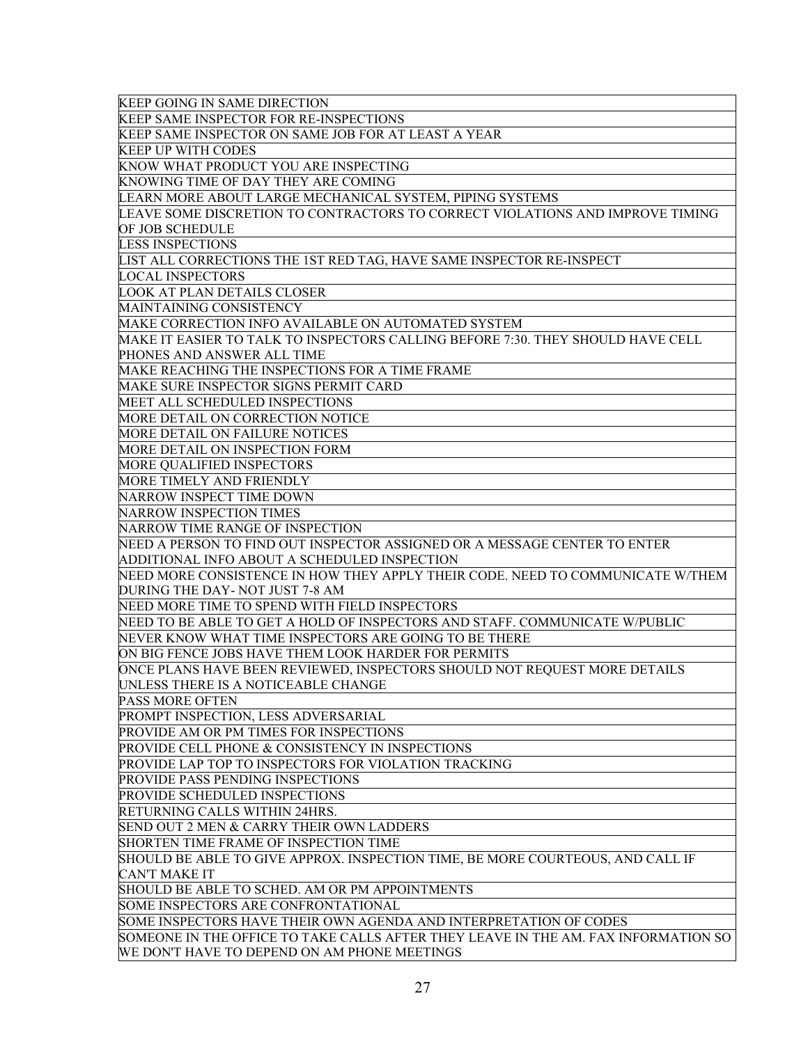| |
|---|
| KEEP GOING IN SAME DIRECTION |
| KEEP SAME INSPECTOR FOR RE-INSPECTIONS |
| KEEP SAME INSPECTOR ON SAME JOB FOR AT LEAST A YEAR |
| KEEP UP WITH CODES |
| KNOW WHAT PRODUCT YOU ARE INSPECTING |
| KNOWING TIME OF DAY THEY ARE COMING |
| LEARN MORE ABOUT LARGE MECHANICAL SYSTEM, PIPING SYSTEMS |
| LEAVE SOME DISCRETION TO CONTRACTORS TO CORRECT VIOLATIONS AND IMPROVE TIMING OF JOB SCHEDULE |
| LESS INSPECTIONS |
| LIST ALL CORRECTIONS THE 1ST RED TAG, HAVE SAME INSPECTOR RE-INSPECT |
| LOCAL INSPECTORS |
| LOOK AT PLAN DETAILS CLOSER |
| MAINTAINING CONSISTENCY |
| MAKE CORRECTION INFO AVAILABLE ON AUTOMATED SYSTEM |
| MAKE IT EASIER TO TALK TO INSPECTORS CALLING BEFORE 7:30. THEY SHOULD HAVE CELL PHONES AND ANSWER ALL TIME |
| MAKE REACHING THE INSPECTIONS FOR A TIME FRAME |
| MAKE SURE INSPECTOR SIGNS PERMIT CARD |
| MEET ALL SCHEDULED INSPECTIONS |
| MORE DETAIL ON CORRECTION NOTICE |
| MORE DETAIL ON FAILURE NOTICES |
| MORE DETAIL ON INSPECTION FORM |
| MORE QUALIFIED INSPECTORS |
| MORE TIMELY AND FRIENDLY |
| NARROW INSPECT TIME DOWN |
| NARROW INSPECTION TIMES |
| NARROW TIME RANGE OF INSPECTION |
| NEED A PERSON TO FIND OUT INSPECTOR ASSIGNED OR A MESSAGE CENTER TO ENTER ADDITIONAL INFO ABOUT A SCHEDULED INSPECTION |
| NEED MORE CONSISTENCE IN HOW THEY APPLY THEIR CODE. NEED TO COMMUNICATE W/THEM DURING THE DAY- NOT JUST 7-8 AM |
| NEED MORE TIME TO SPEND WITH FIELD INSPECTORS |
| NEED TO BE ABLE TO GET A HOLD OF INSPECTORS AND STAFF. COMMUNICATE W/PUBLIC |
| NEVER KNOW WHAT TIME INSPECTORS ARE GOING TO BE THERE |
| ON BIG FENCE JOBS HAVE THEM LOOK HARDER FOR PERMITS |
| ONCE PLANS HAVE BEEN REVIEWED, INSPECTORS SHOULD NOT REQUEST MORE DETAILS UNLESS THERE IS A NOTICEABLE CHANGE |
| PASS MORE OFTEN |
| PROMPT INSPECTION, LESS ADVERSARIAL |
| PROVIDE AM OR PM TIMES FOR INSPECTIONS |
| PROVIDE CELL PHONE & CONSISTENCY IN INSPECTIONS |
| PROVIDE LAP TOP TO INSPECTORS FOR VIOLATION TRACKING |
| PROVIDE PASS PENDING INSPECTIONS |
| PROVIDE SCHEDULED INSPECTIONS |
| RETURNING CALLS WITHIN 24HRS. |
| SEND OUT 2 MEN & CARRY THEIR OWN LADDERS |
| SHORTEN TIME FRAME OF INSPECTION TIME |
| SHOULD BE ABLE TO GIVE APPROX. INSPECTION TIME, BE MORE COURTEOUS, AND CALL IF CAN'T MAKE IT |
| SHOULD BE ABLE TO SCHED. AM OR PM APPOINTMENTS |
| SOME INSPECTORS ARE CONFRONTATIONAL |
| SOME INSPECTORS HAVE THEIR OWN AGENDA AND INTERPRETATION OF CODES |
| SOMEONE IN THE OFFICE TO TAKE CALLS AFTER THEY LEAVE IN THE AM. FAX INFORMATION SO WE DON'T HAVE TO DEPEND ON AM PHONE MEETINGS |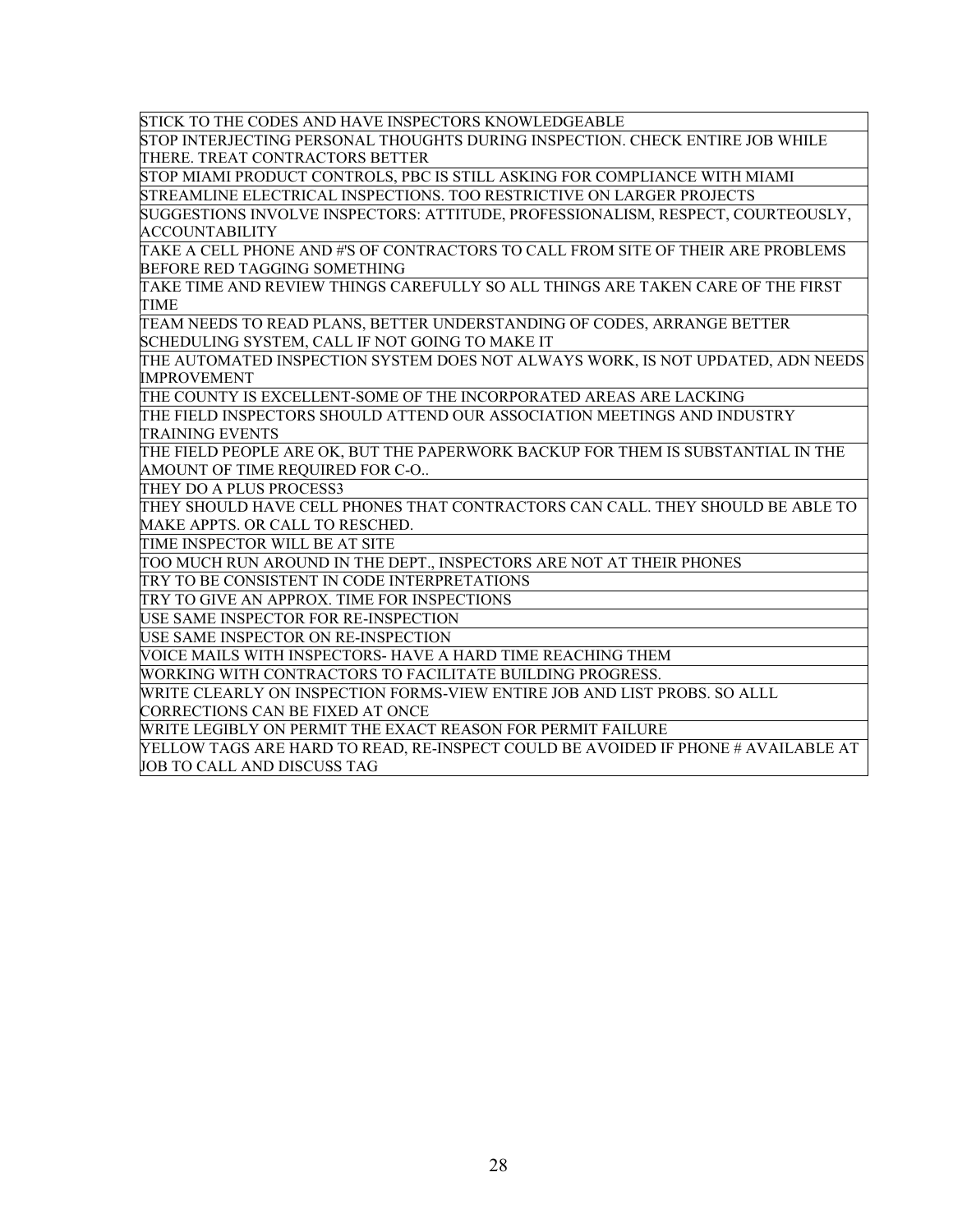| |
|---|
| STICK TO THE CODES AND HAVE INSPECTORS KNOWLEDGEABLE |
| STOP INTERJECTING PERSONAL THOUGHTS DURING INSPECTION. CHECK ENTIRE JOB WHILE THERE. TREAT CONTRACTORS BETTER |
| STOP MIAMI PRODUCT CONTROLS, PBC IS STILL ASKING FOR COMPLIANCE WITH MIAMI |
| STREAMLINE ELECTRICAL INSPECTIONS. TOO RESTRICTIVE ON LARGER PROJECTS |
| SUGGESTIONS INVOLVE INSPECTORS: ATTITUDE, PROFESSIONALISM, RESPECT, COURTEOUSLY, ACCOUNTABILITY |
| TAKE A CELL PHONE AND #'S OF CONTRACTORS TO CALL FROM SITE OF THEIR ARE PROBLEMS BEFORE RED TAGGING SOMETHING |
| TAKE TIME AND REVIEW THINGS CAREFULLY SO ALL THINGS ARE TAKEN CARE OF THE FIRST TIME |
| TEAM NEEDS TO READ PLANS, BETTER UNDERSTANDING OF CODES, ARRANGE BETTER SCHEDULING SYSTEM, CALL IF NOT GOING TO MAKE IT |
| THE AUTOMATED INSPECTION SYSTEM DOES NOT ALWAYS WORK, IS NOT UPDATED, ADN NEEDS IMPROVEMENT |
| THE COUNTY IS EXCELLENT-SOME OF THE INCORPORATED AREAS ARE LACKING |
| THE FIELD INSPECTORS SHOULD ATTEND OUR ASSOCIATION MEETINGS AND INDUSTRY TRAINING EVENTS |
| THE FIELD PEOPLE ARE OK, BUT THE PAPERWORK BACKUP FOR THEM IS SUBSTANTIAL IN THE AMOUNT OF TIME REQUIRED FOR C-O.. |
| THEY DO A PLUS PROCESS3 |
| THEY SHOULD HAVE CELL PHONES THAT CONTRACTORS CAN CALL. THEY SHOULD BE ABLE TO MAKE APPTS. OR CALL TO RESCHED. |
| TIME INSPECTOR WILL BE AT SITE |
| TOO MUCH RUN AROUND IN THE DEPT., INSPECTORS ARE NOT AT THEIR PHONES |
| TRY TO BE CONSISTENT IN CODE INTERPRETATIONS |
| TRY TO GIVE AN APPROX. TIME FOR INSPECTIONS |
| USE SAME INSPECTOR FOR RE-INSPECTION |
| USE SAME INSPECTOR ON RE-INSPECTION |
| VOICE MAILS WITH INSPECTORS- HAVE A HARD TIME REACHING THEM |
| WORKING WITH CONTRACTORS TO FACILITATE BUILDING PROGRESS. |
| WRITE CLEARLY ON INSPECTION FORMS-VIEW ENTIRE JOB AND LIST PROBS. SO ALLL CORRECTIONS CAN BE FIXED AT ONCE |
| WRITE LEGIBLY ON PERMIT THE EXACT REASON FOR PERMIT FAILURE |
| YELLOW TAGS ARE HARD TO READ, RE-INSPECT COULD BE AVOIDED IF PHONE # AVAILABLE AT JOB TO CALL AND DISCUSS TAG |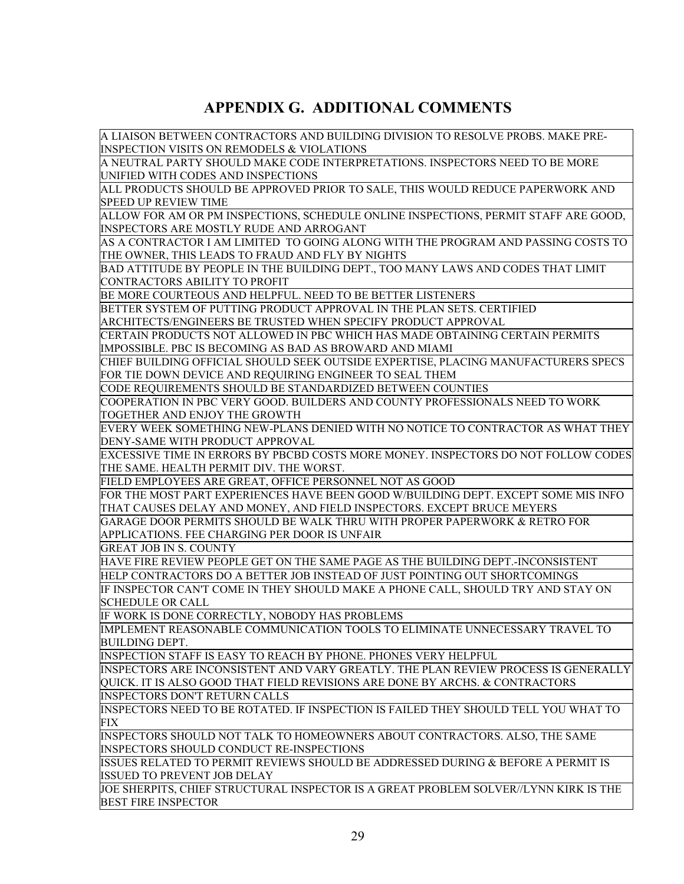# APPENDIX G. ADDITIONAL COMMENTS

| |
|---|
| A LIAISON BETWEEN CONTRACTORS AND BUILDING DIVISION TO RESOLVE PROBS. MAKE PRE-INSPECTION VISITS ON REMODELS & VIOLATIONS |
| A NEUTRAL PARTY SHOULD MAKE CODE INTERPRETATIONS. INSPECTORS NEED TO BE MORE UNIFIED WITH CODES AND INSPECTIONS |
| ALL PRODUCTS SHOULD BE APPROVED PRIOR TO SALE, THIS WOULD REDUCE PAPERWORK AND SPEED UP REVIEW TIME |
| ALLOW FOR AM OR PM INSPECTIONS, SCHEDULE ONLINE INSPECTIONS, PERMIT STAFF ARE GOOD, INSPECTORS ARE MOSTLY RUDE AND ARROGANT |
| AS A CONTRACTOR I AM LIMITED TO GOING ALONG WITH THE PROGRAM AND PASSING COSTS TO THE OWNER, THIS LEADS TO FRAUD AND FLY BY NIGHTS |
| BAD ATTITUDE BY PEOPLE IN THE BUILDING DEPT., TOO MANY LAWS AND CODES THAT LIMIT CONTRACTORS ABILITY TO PROFIT |
| BE MORE COURTEOUS AND HELPFUL. NEED TO BE BETTER LISTENERS |
| BETTER SYSTEM OF PUTTING PRODUCT APPROVAL IN THE PLAN SETS. CERTIFIED ARCHITECTS/ENGINEERS BE TRUSTED WHEN SPECIFY PRODUCT APPROVAL |
| CERTAIN PRODUCTS NOT ALLOWED IN PBC WHICH HAS MADE OBTAINING CERTAIN PERMITS IMPOSSIBLE. PBC IS BECOMING AS BAD AS BROWARD AND MIAMI |
| CHIEF BUILDING OFFICIAL SHOULD SEEK OUTSIDE EXPERTISE, PLACING MANUFACTURERS SPECS FOR TIE DOWN DEVICE AND REQUIRING ENGINEER TO SEAL THEM |
| CODE REQUIREMENTS SHOULD BE STANDARDIZED BETWEEN COUNTIES |
| COOPERATION IN PBC VERY GOOD. BUILDERS AND COUNTY PROFESSIONALS NEED TO WORK TOGETHER AND ENJOY THE GROWTH |
| EVERY WEEK SOMETHING NEW-PLANS DENIED WITH NO NOTICE TO CONTRACTOR AS WHAT THEY DENY-SAME WITH PRODUCT APPROVAL |
| EXCESSIVE TIME IN ERRORS BY PBCBD COSTS MORE MONEY. INSPECTORS DO NOT FOLLOW CODES THE SAME. HEALTH PERMIT DIV. THE WORST. |
| FIELD EMPLOYEES ARE GREAT, OFFICE PERSONNEL NOT AS GOOD |
| FOR THE MOST PART EXPERIENCES HAVE BEEN GOOD W/BUILDING DEPT. EXCEPT SOME MIS INFO THAT CAUSES DELAY AND MONEY, AND FIELD INSPECTORS. EXCEPT BRUCE MEYERS |
| GARAGE DOOR PERMITS SHOULD BE WALK THRU WITH PROPER PAPERWORK & RETRO FOR APPLICATIONS. FEE CHARGING PER DOOR IS UNFAIR |
| GREAT JOB IN S. COUNTY |
| HAVE FIRE REVIEW PEOPLE GET ON THE SAME PAGE AS THE BUILDING DEPT.-INCONSISTENT |
| HELP CONTRACTORS DO A BETTER JOB INSTEAD OF JUST POINTING OUT SHORTCOMINGS |
| IF INSPECTOR CAN'T COME IN THEY SHOULD MAKE A PHONE CALL, SHOULD TRY AND STAY ON SCHEDULE OR CALL |
| IF WORK IS DONE CORRECTLY, NOBODY HAS PROBLEMS |
| IMPLEMENT REASONABLE COMMUNICATION TOOLS TO ELIMINATE UNNECESSARY TRAVEL TO BUILDING DEPT. |
| INSPECTION STAFF IS EASY TO REACH BY PHONE. PHONES VERY HELPFUL |
| INSPECTORS ARE INCONSISTENT AND VARY GREATLY. THE PLAN REVIEW PROCESS IS GENERALLY QUICK. IT IS ALSO GOOD THAT FIELD REVISIONS ARE DONE BY ARCHS. & CONTRACTORS |
| INSPECTORS DON'T RETURN CALLS |
| INSPECTORS NEED TO BE ROTATED. IF INSPECTION IS FAILED THEY SHOULD TELL YOU WHAT TO FIX |
| INSPECTORS SHOULD NOT TALK TO HOMEOWNERS ABOUT CONTRACTORS. ALSO, THE SAME INSPECTORS SHOULD CONDUCT RE-INSPECTIONS |
| ISSUES RELATED TO PERMIT REVIEWS SHOULD BE ADDRESSED DURING & BEFORE A PERMIT IS ISSUED TO PREVENT JOB DELAY |
| JOE SHERPITS, CHIEF STRUCTURAL INSPECTOR IS A GREAT PROBLEM SOLVER//LYNN KIRK IS THE BEST FIRE INSPECTOR |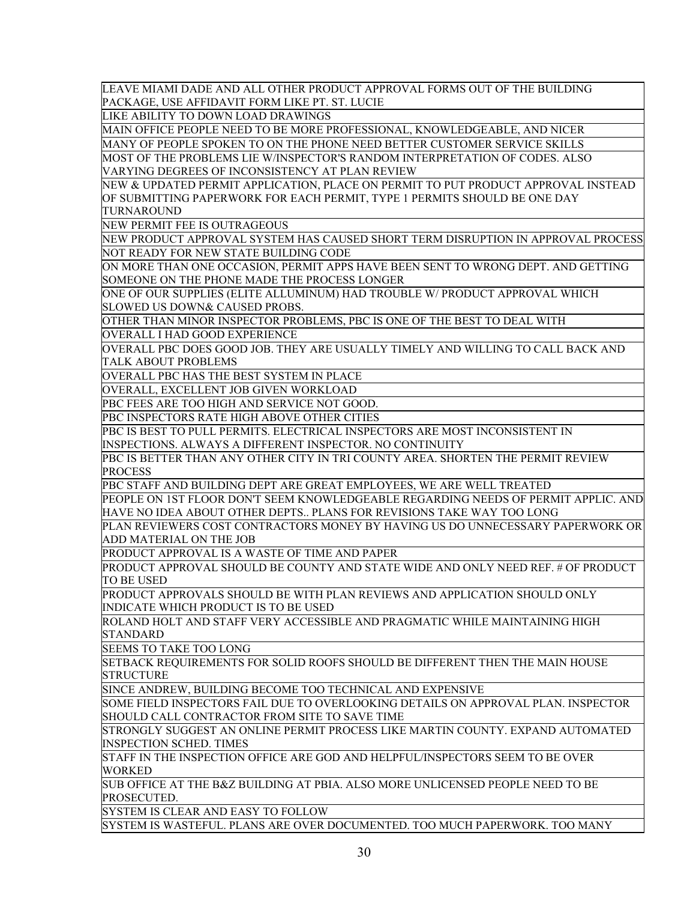| |
|---|
| LEAVE MIAMI DADE AND ALL OTHER PRODUCT APPROVAL FORMS OUT OF THE BUILDING PACKAGE, USE AFFIDAVIT FORM LIKE PT. ST. LUCIE |
| LIKE ABILITY TO DOWN LOAD DRAWINGS |
| MAIN OFFICE PEOPLE NEED TO BE MORE PROFESSIONAL, KNOWLEDGEABLE, AND NICER |
| MANY OF PEOPLE SPOKEN TO ON THE PHONE NEED BETTER CUSTOMER SERVICE SKILLS |
| MOST OF THE PROBLEMS LIE W/INSPECTOR'S RANDOM INTERPRETATION OF CODES. ALSO VARYING DEGREES OF INCONSISTENCY AT PLAN REVIEW |
| NEW & UPDATED PERMIT APPLICATION, PLACE ON PERMIT TO PUT PRODUCT APPROVAL INSTEAD OF SUBMITTING PAPERWORK FOR EACH PERMIT, TYPE 1 PERMITS SHOULD BE ONE DAY TURNAROUND |
| NEW PERMIT FEE IS OUTRAGEOUS |
| NEW PRODUCT APPROVAL SYSTEM HAS CAUSED SHORT TERM DISRUPTION IN APPROVAL PROCESS |
| NOT READY FOR NEW STATE BUILDING CODE |
| ON MORE THAN ONE OCCASION, PERMIT APPS HAVE BEEN SENT TO WRONG DEPT. AND GETTING SOMEONE ON THE PHONE MADE THE PROCESS LONGER |
| ONE OF OUR SUPPLIES (ELITE ALLUMINUM) HAD TROUBLE W/ PRODUCT APPROVAL WHICH SLOWED US DOWN& CAUSED PROBS. |
| OTHER THAN MINOR INSPECTOR PROBLEMS, PBC IS ONE OF THE BEST TO DEAL WITH |
| OVERALL I HAD GOOD EXPERIENCE |
| OVERALL PBC DOES GOOD JOB. THEY ARE USUALLY TIMELY AND WILLING TO CALL BACK AND TALK ABOUT PROBLEMS |
| OVERALL PBC HAS THE BEST SYSTEM IN PLACE |
| OVERALL, EXCELLENT JOB GIVEN WORKLOAD |
| PBC FEES ARE TOO HIGH AND SERVICE NOT GOOD. |
| PBC INSPECTORS RATE HIGH ABOVE OTHER CITIES |
| PBC IS BEST TO PULL PERMITS. ELECTRICAL INSPECTORS ARE MOST INCONSISTENT IN INSPECTIONS. ALWAYS A DIFFERENT INSPECTOR. NO CONTINUITY |
| PBC IS BETTER THAN ANY OTHER CITY IN TRI COUNTY AREA. SHORTEN THE PERMIT REVIEW PROCESS |
| PBC STAFF AND BUILDING DEPT ARE GREAT EMPLOYEES, WE ARE WELL TREATED |
| PEOPLE ON 1ST FLOOR DON'T SEEM KNOWLEDGEABLE REGARDING NEEDS OF PERMIT APPLIC. AND HAVE NO IDEA ABOUT OTHER DEPTS.. PLANS FOR REVISIONS TAKE WAY TOO LONG |
| PLAN REVIEWERS COST CONTRACTORS MONEY BY HAVING US DO UNNECESSARY PAPERWORK OR ADD MATERIAL ON THE JOB |
| PRODUCT APPROVAL IS A WASTE OF TIME AND PAPER |
| PRODUCT APPROVAL SHOULD BE COUNTY AND STATE WIDE AND ONLY NEED REF. # OF PRODUCT TO BE USED |
| PRODUCT APPROVALS SHOULD BE WITH PLAN REVIEWS AND APPLICATION SHOULD ONLY INDICATE WHICH PRODUCT IS TO BE USED |
| ROLAND HOLT AND STAFF VERY ACCESSIBLE AND PRAGMATIC WHILE MAINTAINING HIGH STANDARD |
| SEEMS TO TAKE TOO LONG |
| SETBACK REQUIREMENTS FOR SOLID ROOFS SHOULD BE DIFFERENT THEN THE MAIN HOUSE STRUCTURE |
| SINCE ANDREW, BUILDING BECOME TOO TECHNICAL AND EXPENSIVE |
| SOME FIELD INSPECTORS FAIL DUE TO OVERLOOKING DETAILS ON APPROVAL PLAN. INSPECTOR SHOULD CALL CONTRACTOR FROM SITE TO SAVE TIME |
| STRONGLY SUGGEST AN ONLINE PERMIT PROCESS LIKE MARTIN COUNTY. EXPAND AUTOMATED INSPECTION SCHED. TIMES |
| STAFF IN THE INSPECTION OFFICE ARE GOD AND HELPFUL/INSPECTORS SEEM TO BE OVER WORKED |
| SUB OFFICE AT THE B&Z BUILDING AT PBIA. ALSO MORE UNLICENSED PEOPLE NEED TO BE PROSECUTED. |
| SYSTEM IS CLEAR AND EASY TO FOLLOW |
| SYSTEM IS WASTEFUL. PLANS ARE OVER DOCUMENTED. TOO MUCH PAPERWORK. TOO MANY |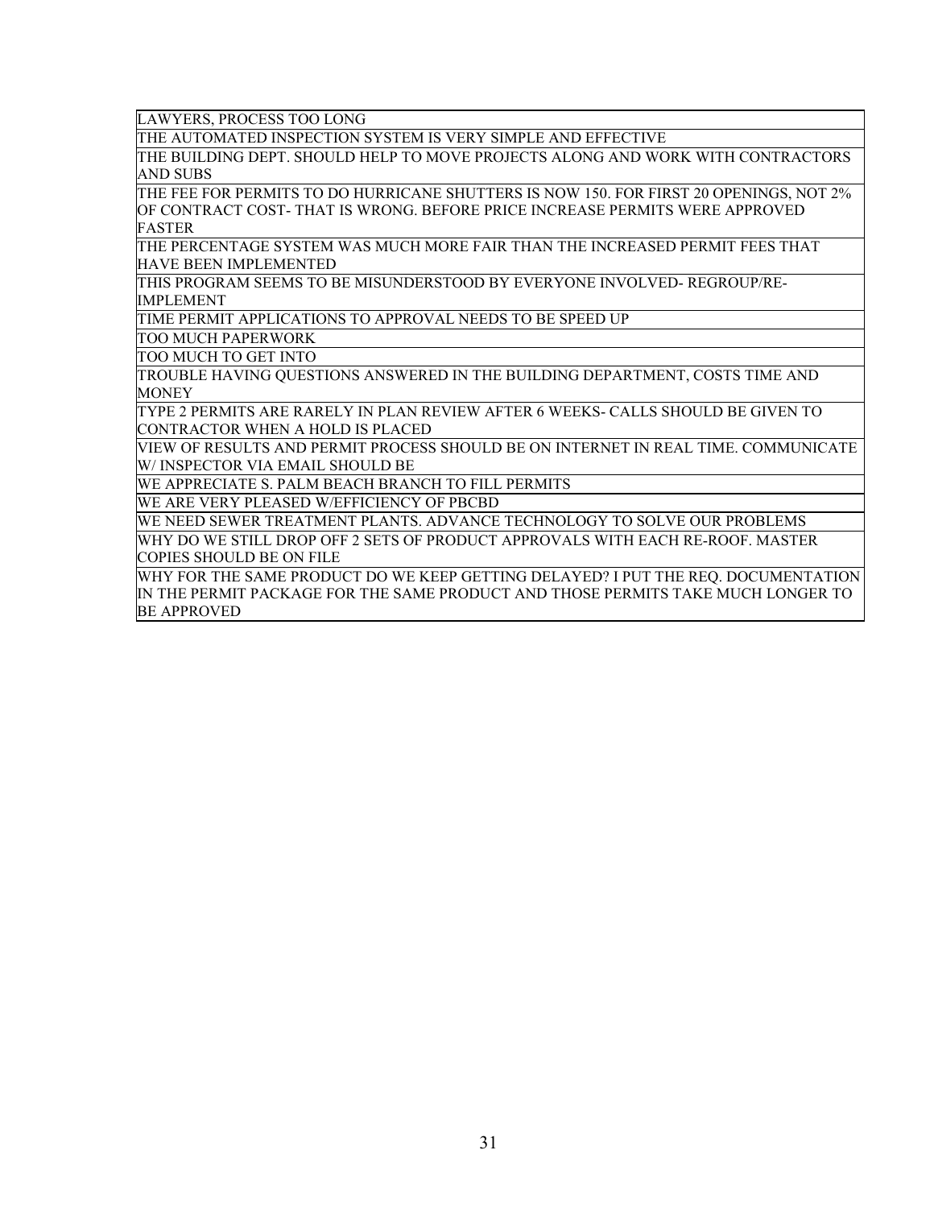| |
|---|
| LAWYERS, PROCESS TOO LONG |
| THE AUTOMATED INSPECTION SYSTEM IS VERY SIMPLE AND EFFECTIVE |
| THE BUILDING DEPT. SHOULD HELP TO MOVE PROJECTS ALONG AND WORK WITH CONTRACTORS AND SUBS |
| THE FEE FOR PERMITS TO DO HURRICANE SHUTTERS IS NOW 150. FOR FIRST 20 OPENINGS, NOT 2% OF CONTRACT COST- THAT IS WRONG. BEFORE PRICE INCREASE PERMITS WERE APPROVED FASTER |
| THE PERCENTAGE SYSTEM WAS MUCH MORE FAIR THAN THE INCREASED PERMIT FEES THAT HAVE BEEN IMPLEMENTED |
| THIS PROGRAM SEEMS TO BE MISUNDERSTOOD BY EVERYONE INVOLVED- REGROUP/RE-IMPLEMENT |
| TIME PERMIT APPLICATIONS TO APPROVAL NEEDS TO BE SPEED UP |
| TOO MUCH PAPERWORK |
| TOO MUCH TO GET INTO |
| TROUBLE HAVING QUESTIONS ANSWERED IN THE BUILDING DEPARTMENT, COSTS TIME AND MONEY |
| TYPE 2 PERMITS ARE RARELY IN PLAN REVIEW AFTER 6 WEEKS- CALLS SHOULD BE GIVEN TO CONTRACTOR WHEN A HOLD IS PLACED |
| VIEW OF RESULTS AND PERMIT PROCESS SHOULD BE ON INTERNET IN REAL TIME. COMMUNICATE W/ INSPECTOR VIA EMAIL SHOULD BE |
| WE APPRECIATE S. PALM BEACH BRANCH TO FILL PERMITS |
| WE ARE VERY PLEASED W/EFFICIENCY OF PBCBD |
| WE NEED SEWER TREATMENT PLANTS. ADVANCE TECHNOLOGY TO SOLVE OUR PROBLEMS |
| WHY DO WE STILL DROP OFF 2 SETS OF PRODUCT APPROVALS WITH EACH RE-ROOF. MASTER COPIES SHOULD BE ON FILE |
| WHY FOR THE SAME PRODUCT DO WE KEEP GETTING DELAYED? I PUT THE REQ. DOCUMENTATION IN THE PERMIT PACKAGE FOR THE SAME PRODUCT AND THOSE PERMITS TAKE MUCH LONGER TO BE APPROVED |